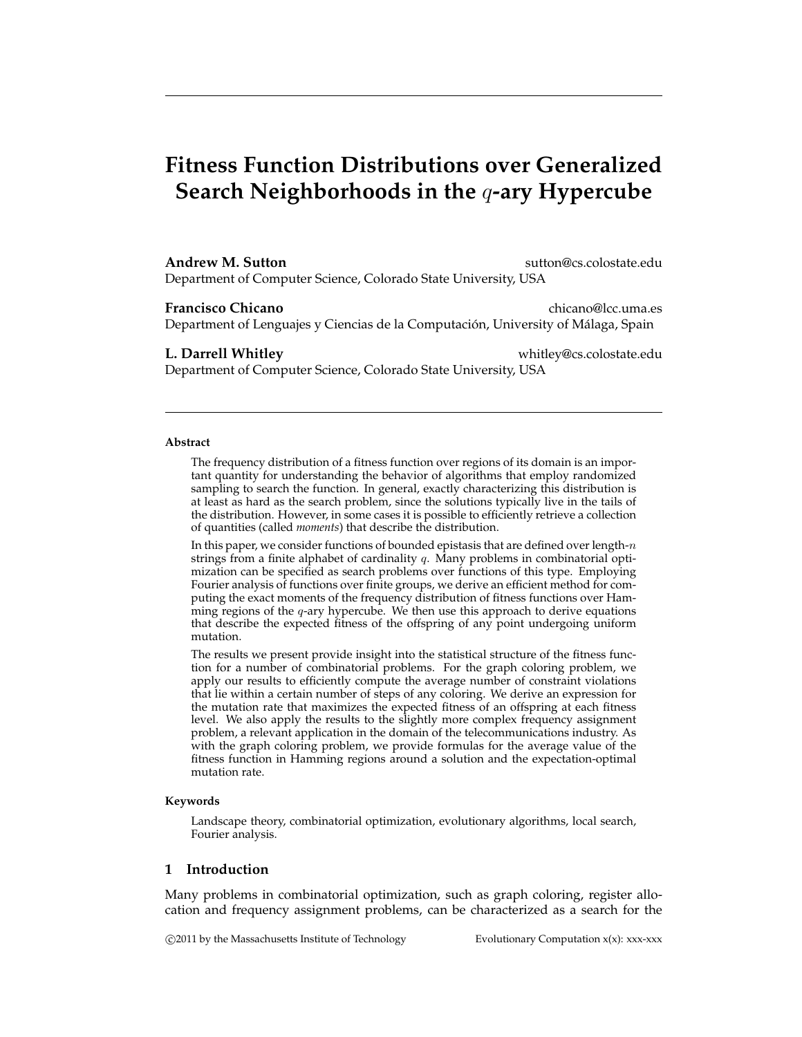# Fitness Function Distributions over Generalized Search Neighborhoods in the $q$-ary Hypercube

**Andrew M. Sutton** sutton@cs.colostate.edu
Department of Computer Science, Colorado State University, USA

**Francisco Chicano** chicano@lcc.uma.es
Department of Lenguajes y Ciencias de la Computación, University of Málaga, Spain

**L. Darrell Whitley** whitley@cs.colostate.edu
Department of Computer Science, Colorado State University, USA

**Abstract**

The frequency distribution of a fitness function over regions of its domain is an important quantity for understanding the behavior of algorithms that employ randomized sampling to search the function. In general, exactly characterizing this distribution is at least as hard as the search problem, since the solutions typically live in the tails of the distribution. However, in some cases it is possible to efficiently retrieve a collection of quantities (called *moments*) that describe the distribution.

In this paper, we consider functions of bounded epistasis that are defined over length-$n$ strings from a finite alphabet of cardinality $q$. Many problems in combinatorial optimization can be specified as search problems over functions of this type. Employing Fourier analysis of functions over finite groups, we derive an efficient method for computing the exact moments of the frequency distribution of fitness functions over Hamming regions of the $q$-ary hypercube. We then use this approach to derive equations that describe the expected fitness of the offspring of any point undergoing uniform mutation.

The results we present provide insight into the statistical structure of the fitness function for a number of combinatorial problems. For the graph coloring problem, we apply our results to efficiently compute the average number of constraint violations that lie within a certain number of steps of any coloring. We derive an expression for the mutation rate that maximizes the expected fitness of an offspring at each fitness level. We also apply the results to the slightly more complex frequency assignment problem, a relevant application in the domain of the telecommunications industry. As with the graph coloring problem, we provide formulas for the average value of the fitness function in Hamming regions around a solution and the expectation-optimal mutation rate.

**Keywords**

Landscape theory, combinatorial optimization, evolutionary algorithms, local search, Fourier analysis.

## 1 Introduction

Many problems in combinatorial optimization, such as graph coloring, register allocation and frequency assignment problems, can be characterized as a search for the

©2011 by the Massachusetts Institute of Technology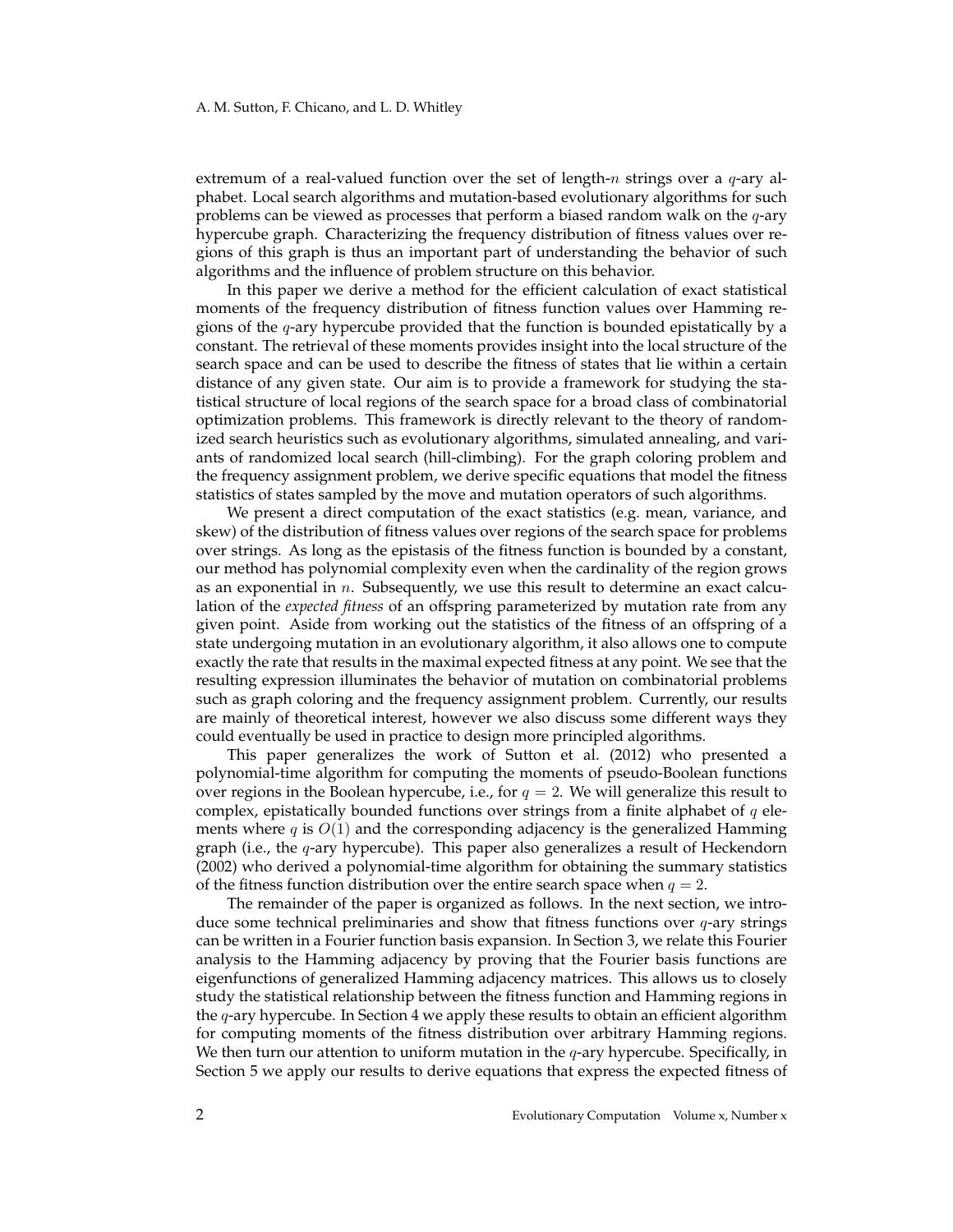extremum of a real-valued function over the set of length-$n$ strings over a $q$-ary alphabet. Local search algorithms and mutation-based evolutionary algorithms for such problems can be viewed as processes that perform a biased random walk on the $q$-ary hypercube graph. Characterizing the frequency distribution of fitness values over regions of this graph is thus an important part of understanding the behavior of such algorithms and the influence of problem structure on this behavior.

In this paper we derive a method for the efficient calculation of exact statistical moments of the frequency distribution of fitness function values over Hamming regions of the $q$-ary hypercube provided that the function is bounded epistatically by a constant. The retrieval of these moments provides insight into the local structure of the search space and can be used to describe the fitness of states that lie within a certain distance of any given state. Our aim is to provide a framework for studying the statistical structure of local regions of the search space for a broad class of combinatorial optimization problems. This framework is directly relevant to the theory of randomized search heuristics such as evolutionary algorithms, simulated annealing, and variants of randomized local search (hill-climbing). For the graph coloring problem and the frequency assignment problem, we derive specific equations that model the fitness statistics of states sampled by the move and mutation operators of such algorithms.

We present a direct computation of the exact statistics (e.g. mean, variance, and skew) of the distribution of fitness values over regions of the search space for problems over strings. As long as the epistasis of the fitness function is bounded by a constant, our method has polynomial complexity even when the cardinality of the region grows as an exponential in $n$. Subsequently, we use this result to determine an exact calculation of the *expected fitness* of an offspring parameterized by mutation rate from any given point. Aside from working out the statistics of the fitness of an offspring of a state undergoing mutation in an evolutionary algorithm, it also allows one to compute exactly the rate that results in the maximal expected fitness at any point. We see that the resulting expression illuminates the behavior of mutation on combinatorial problems such as graph coloring and the frequency assignment problem. Currently, our results are mainly of theoretical interest, however we also discuss some different ways they could eventually be used in practice to design more principled algorithms.

This paper generalizes the work of Sutton et al. (2012) who presented a polynomial-time algorithm for computing the moments of pseudo-Boolean functions over regions in the Boolean hypercube, i.e., for $q = 2$. We will generalize this result to complex, epistatically bounded functions over strings from a finite alphabet of $q$ elements where $q$ is $O(1)$ and the corresponding adjacency is the generalized Hamming graph (i.e., the $q$-ary hypercube). This paper also generalizes a result of Heckendorn (2002) who derived a polynomial-time algorithm for obtaining the summary statistics of the fitness function distribution over the entire search space when $q = 2$.

The remainder of the paper is organized as follows. In the next section, we introduce some technical preliminaries and show that fitness functions over $q$-ary strings can be written in a Fourier function basis expansion. In Section 3, we relate this Fourier analysis to the Hamming adjacency by proving that the Fourier basis functions are eigenfunctions of generalized Hamming adjacency matrices. This allows us to closely study the statistical relationship between the fitness function and Hamming regions in the $q$-ary hypercube. In Section 4 we apply these results to obtain an efficient algorithm for computing moments of the fitness distribution over arbitrary Hamming regions. We then turn our attention to uniform mutation in the $q$-ary hypercube. Specifically, in Section 5 we apply our results to derive equations that express the expected fitness of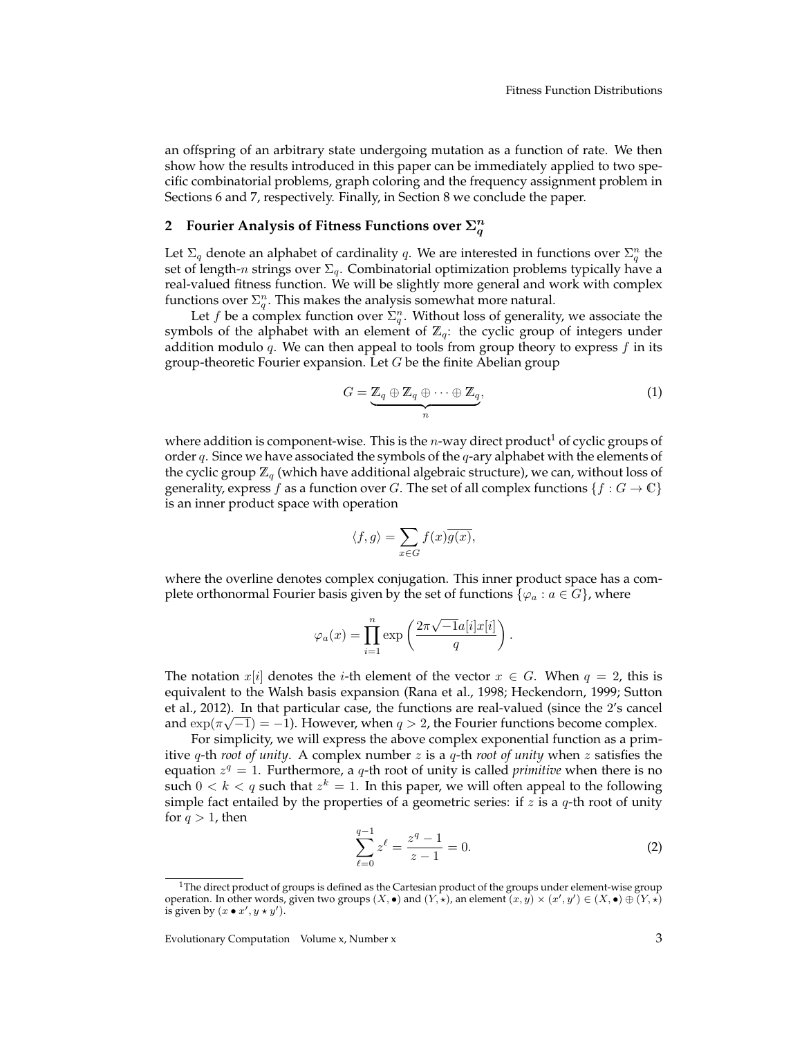an offspring of an arbitrary state undergoing mutation as a function of rate. We then show how the results introduced in this paper can be immediately applied to two specific combinatorial problems, graph coloring and the frequency assignment problem in Sections 6 and 7, respectively. Finally, in Section 8 we conclude the paper.

## 2 Fourier Analysis of Fitness Functions over $\Sigma_q^n$

Let $\Sigma_q$ denote an alphabet of cardinality $q$. We are interested in functions over $\Sigma_q^n$ the set of length-$n$ strings over $\Sigma_q$. Combinatorial optimization problems typically have a real-valued fitness function. We will be slightly more general and work with complex functions over $\Sigma_q^n$. This makes the analysis somewhat more natural.

Let $f$ be a complex function over $\Sigma_q^n$. Without loss of generality, we associate the symbols of the alphabet with an element of $\mathbb{Z}_q$: the cyclic group of integers under addition modulo $q$. We can then appeal to tools from group theory to express $f$ in its group-theoretic Fourier expansion. Let $G$ be the finite Abelian group

$$G = \underbrace{\mathbb{Z}_q \oplus \mathbb{Z}_q \oplus \cdots \oplus \mathbb{Z}_q}_{n}, \tag{1}$$

where addition is component-wise. This is the $n$-way direct product[1] of cyclic groups of order $q$. Since we have associated the symbols of the $q$-ary alphabet with the elements of the cyclic group $\mathbb{Z}_q$ (which have additional algebraic structure), we can, without loss of generality, express $f$ as a function over $G$. The set of all complex functions $\{f : G \to \mathbb{C}\}$ is an inner product space with operation

$$\langle f, g \rangle = \sum_{x \in G} f(x)\overline{g(x)},$$

where the overline denotes complex conjugation. This inner product space has a complete orthonormal Fourier basis given by the set of functions $\{\varphi_a : a \in G\}$, where

$$\varphi_a(x) = \prod_{i=1}^{n} \exp\left(\frac{2\pi\sqrt{-1}a[i]x[i]}{q}\right).$$

The notation $x[i]$ denotes the $i$-th element of the vector $x \in G$. When $q = 2$, this is equivalent to the Walsh basis expansion (Rana et al., 1998; Heckendorn, 1999; Sutton et al., 2012). In that particular case, the functions are real-valued (since the 2's cancel and $\exp(\pi\sqrt{-1}) = -1$). However, when $q > 2$, the Fourier functions become complex.

For simplicity, we will express the above complex exponential function as a primitive $q$-th *root of unity*. A complex number $z$ is a $q$-th *root of unity* when $z$ satisfies the equation $z^q = 1$. Furthermore, a $q$-th root of unity is called *primitive* when there is no such $0 < k < q$ such that $z^k = 1$. In this paper, we will often appeal to the following simple fact entailed by the properties of a geometric series: if $z$ is a $q$-th root of unity for $q > 1$, then

$$\sum_{\ell=0}^{q-1} z^\ell = \frac{z^q - 1}{z - 1} = 0. \tag{2}$$

---

[1] The direct product of groups is defined as the Cartesian product of the groups under element-wise group operation. In other words, given two groups $(X, \bullet)$ and $(Y, \star)$, an element $(x, y) \times (x', y') \in (X, \bullet) \oplus (Y, \star)$ is given by $(x \bullet x', y \star y')$.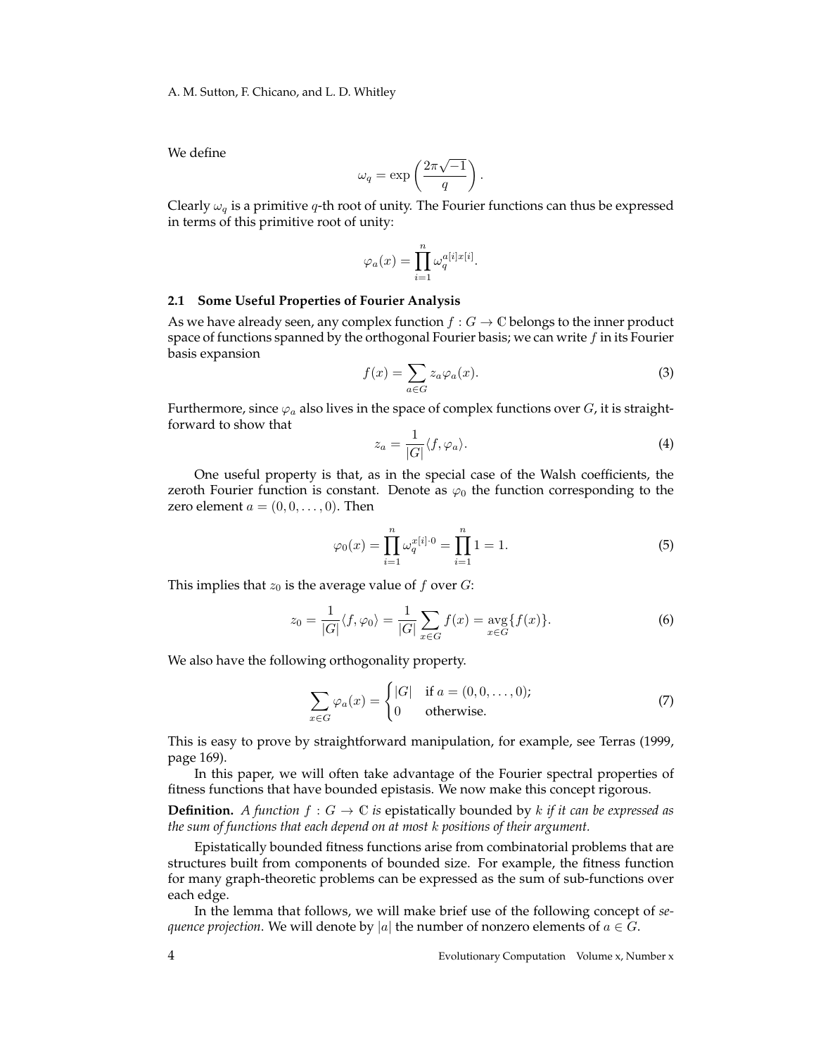We define

$$\omega_q = \exp\left(\frac{2\pi\sqrt{-1}}{q}\right).$$

Clearly $\omega_q$ is a primitive $q$-th root of unity. The Fourier functions can thus be expressed in terms of this primitive root of unity:

$$\varphi_a(x) = \prod_{i=1}^{n} \omega_q^{a[i]x[i]}.$$

### 2.1 Some Useful Properties of Fourier Analysis

As we have already seen, any complex function $f : G \to \mathbb{C}$ belongs to the inner product space of functions spanned by the orthogonal Fourier basis; we can write $f$ in its Fourier basis expansion

$$f(x) = \sum_{a \in G} z_a \varphi_a(x). \tag{3}$$

Furthermore, since $\varphi_a$ also lives in the space of complex functions over $G$, it is straightforward to show that

$$z_a = \frac{1}{|G|}\langle f, \varphi_a \rangle. \tag{4}$$

One useful property is that, as in the special case of the Walsh coefficients, the zeroth Fourier function is constant. Denote as $\varphi_0$ the function corresponding to the zero element $a = (0, 0, \ldots, 0)$. Then

$$\varphi_0(x) = \prod_{i=1}^{n} \omega_q^{x[i]\cdot 0} = \prod_{i=1}^{n} 1 = 1. \tag{5}$$

This implies that $z_0$ is the average value of $f$ over $G$:

$$z_0 = \frac{1}{|G|}\langle f, \varphi_0 \rangle = \frac{1}{|G|}\sum_{x \in G} f(x) = \operatorname*{avg}_{x \in G}\{f(x)\}. \tag{6}$$

We also have the following orthogonality property.

$$\sum_{x \in G} \varphi_a(x) = \begin{cases} |G| & \text{if } a = (0, 0, \ldots, 0); \\ 0 & \text{otherwise.} \end{cases} \tag{7}$$

This is easy to prove by straightforward manipulation, for example, see Terras (1999, page 169).

In this paper, we will often take advantage of the Fourier spectral properties of fitness functions that have bounded epistasis. We now make this concept rigorous.

**Definition.** *A function $f : G \to \mathbb{C}$ is* epistatically bounded by $k$ *if it can be expressed as the sum of functions that each depend on at most $k$ positions of their argument.*

Epistatically bounded fitness functions arise from combinatorial problems that are structures built from components of bounded size. For example, the fitness function for many graph-theoretic problems can be expressed as the sum of sub-functions over each edge.

In the lemma that follows, we will make brief use of the following concept of *sequence projection*. We will denote by $|a|$ the number of nonzero elements of $a \in G$.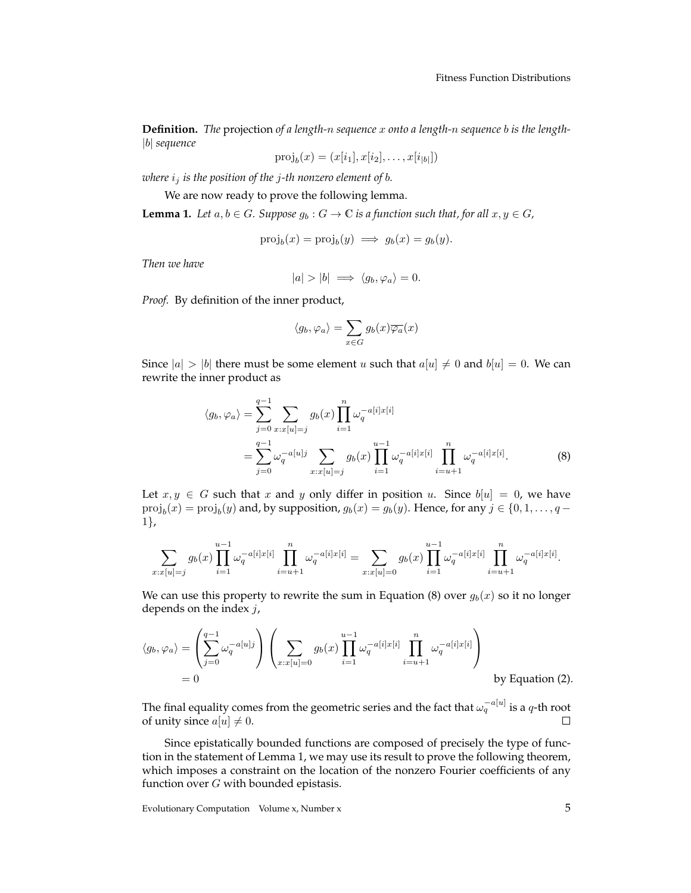**Definition.** *The* projection *of a length-$n$ sequence $x$ onto a length-$n$ sequence $b$ is the length-$|b|$ sequence*

$$\mathrm{proj}_b(x) = (x[i_1], x[i_2], \ldots, x[i_{|b|}])$$

*where $i_j$ is the position of the $j$-th nonzero element of $b$.*

We are now ready to prove the following lemma.

**Lemma 1.** *Let $a, b \in G$. Suppose $g_b : G \to \mathbb{C}$ is a function such that, for all $x, y \in G$,*

$$\mathrm{proj}_b(x) = \mathrm{proj}_b(y) \implies g_b(x) = g_b(y).$$

*Then we have*

$$|a| > |b| \implies \langle g_b, \varphi_a \rangle = 0.$$

*Proof.* By definition of the inner product,

$$\langle g_b, \varphi_a \rangle = \sum_{x \in G} g_b(x) \overline{\varphi_a}(x)$$

Since $|a| > |b|$ there must be some element $u$ such that $a[u] \neq 0$ and $b[u] = 0$. We can rewrite the inner product as

$$\begin{aligned}
\langle g_b, \varphi_a \rangle &= \sum_{j=0}^{q-1} \sum_{x : x[u] = j} g_b(x) \prod_{i=1}^{n} \omega_q^{-a[i]x[i]} \\
&= \sum_{j=0}^{q-1} \omega_q^{-a[u]j} \sum_{x : x[u] = j} g_b(x) \prod_{i=1}^{u-1} \omega_q^{-a[i]x[i]} \prod_{i=u+1}^{n} \omega_q^{-a[i]x[i]}.
\end{aligned} \tag{8}$$

Let $x, y \in G$ such that $x$ and $y$ only differ in position $u$. Since $b[u] = 0$, we have $\mathrm{proj}_b(x) = \mathrm{proj}_b(y)$ and, by supposition, $g_b(x) = g_b(y)$. Hence, for any $j \in \{0, 1, \ldots, q-1\}$,

$$\sum_{x : x[u] = j} g_b(x) \prod_{i=1}^{u-1} \omega_q^{-a[i]x[i]} \prod_{i=u+1}^{n} \omega_q^{-a[i]x[i]} = \sum_{x : x[u] = 0} g_b(x) \prod_{i=1}^{u-1} \omega_q^{-a[i]x[i]} \prod_{i=u+1}^{n} \omega_q^{-a[i]x[i]}.$$

We can use this property to rewrite the sum in Equation (8) over $g_b(x)$ so it no longer depends on the index $j$,

$$\begin{aligned}
\langle g_b, \varphi_a \rangle &= \left( \sum_{j=0}^{q-1} \omega_q^{-a[u]j} \right) \left( \sum_{x : x[u] = 0} g_b(x) \prod_{i=1}^{u-1} \omega_q^{-a[i]x[i]} \prod_{i=u+1}^{n} \omega_q^{-a[i]x[i]} \right) \\
&= 0 \qquad \text{by Equation (2).}
\end{aligned}$$

The final equality comes from the geometric series and the fact that $\omega_q^{-a[u]}$ is a $q$-th root of unity since $a[u] \neq 0$. ∎

Since epistatically bounded functions are composed of precisely the type of function in the statement of Lemma 1, we may use its result to prove the following theorem, which imposes a constraint on the location of the nonzero Fourier coefficients of any function over $G$ with bounded epistasis.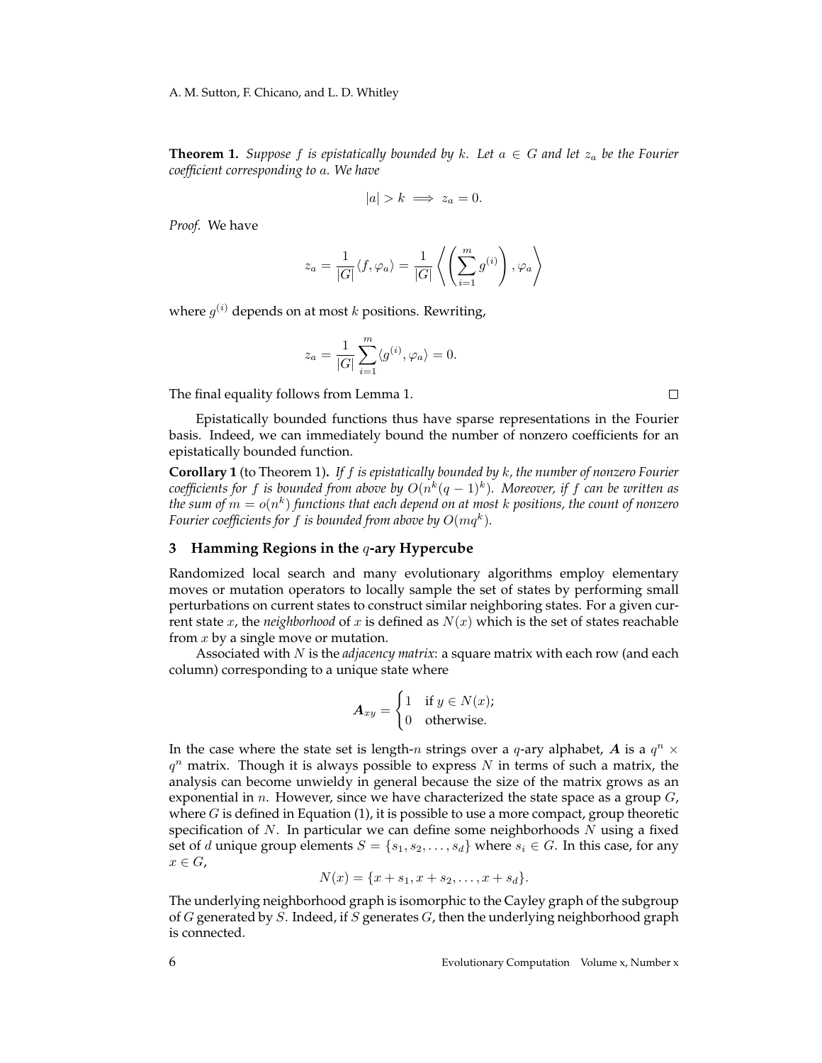**Theorem 1.** *Suppose $f$ is epistatically bounded by $k$. Let $a \in G$ and let $z_a$ be the Fourier coefficient corresponding to $a$. We have*

$$|a| > k \implies z_a = 0.$$

*Proof.* We have

$$z_a = \frac{1}{|G|}\langle f, \varphi_a \rangle = \frac{1}{|G|}\left\langle \left(\sum_{i=1}^{m} g^{(i)}\right), \varphi_a \right\rangle$$

where $g^{(i)}$ depends on at most $k$ positions. Rewriting,

$$z_a = \frac{1}{|G|}\sum_{i=1}^{m}\langle g^{(i)}, \varphi_a \rangle = 0.$$

The final equality follows from Lemma 1. □

Epistatically bounded functions thus have sparse representations in the Fourier basis. Indeed, we can immediately bound the number of nonzero coefficients for an epistatically bounded function.

**Corollary 1** (to Theorem 1). *If $f$ is epistatically bounded by $k$, the number of nonzero Fourier coefficients for $f$ is bounded from above by $O(n^k(q-1)^k)$. Moreover, if $f$ can be written as the sum of $m = o(n^k)$ functions that each depend on at most $k$ positions, the count of nonzero Fourier coefficients for $f$ is bounded from above by $O(mq^k)$.*

## 3 Hamming Regions in the $q$-ary Hypercube

Randomized local search and many evolutionary algorithms employ elementary moves or mutation operators to locally sample the set of states by performing small perturbations on current states to construct similar neighboring states. For a given current state $x$, the *neighborhood* of $x$ is defined as $N(x)$ which is the set of states reachable from $x$ by a single move or mutation.

Associated with $N$ is the *adjacency matrix*: a square matrix with each row (and each column) corresponding to a unique state where

$$\boldsymbol{A}_{xy} = \begin{cases} 1 & \text{if } y \in N(x); \\ 0 & \text{otherwise.} \end{cases}$$

In the case where the state set is length-$n$ strings over a $q$-ary alphabet, $\boldsymbol{A}$ is a $q^n \times q^n$ matrix. Though it is always possible to express $N$ in terms of such a matrix, the analysis can become unwieldy in general because the size of the matrix grows as an exponential in $n$. However, since we have characterized the state space as a group $G$, where $G$ is defined in Equation (1), it is possible to use a more compact, group theoretic specification of $N$. In particular we can define some neighborhoods $N$ using a fixed set of $d$ unique group elements $S = \{s_1, s_2, \ldots, s_d\}$ where $s_i \in G$. In this case, for any $x \in G$,

$$N(x) = \{x + s_1, x + s_2, \ldots, x + s_d\}.$$

The underlying neighborhood graph is isomorphic to the Cayley graph of the subgroup of $G$ generated by $S$. Indeed, if $S$ generates $G$, then the underlying neighborhood graph is connected.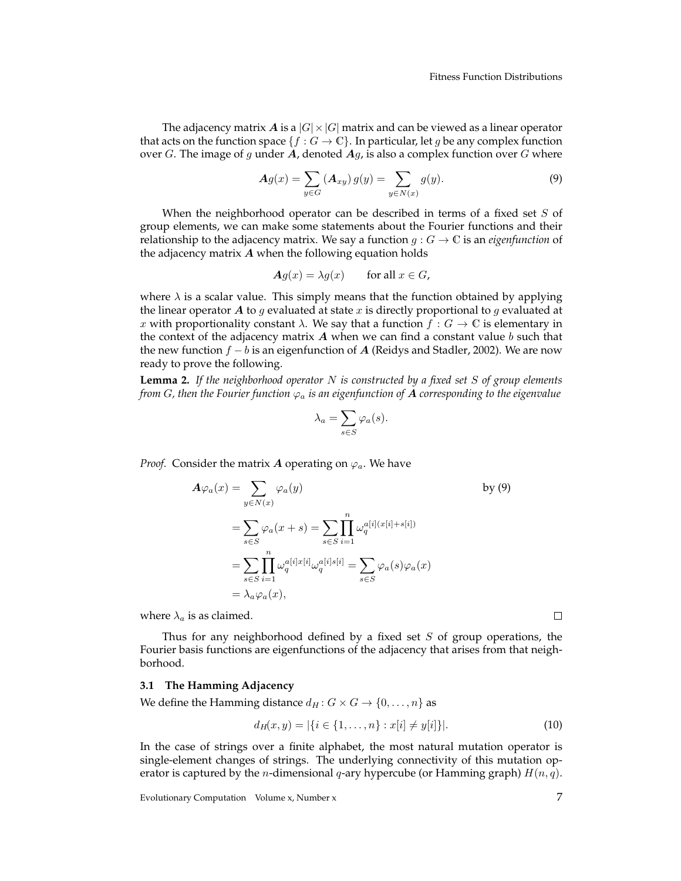The adjacency matrix $\boldsymbol{A}$ is a $|G| \times |G|$ matrix and can be viewed as a linear operator that acts on the function space $\{f : G \to \mathbb{C}\}$. In particular, let $g$ be any complex function over $G$. The image of $g$ under $\boldsymbol{A}$, denoted $\boldsymbol{A}g$, is also a complex function over $G$ where

$$\boldsymbol{A}g(x) = \sum_{y \in G} (\boldsymbol{A}_{xy})\, g(y) = \sum_{y \in N(x)} g(y). \tag{9}$$

When the neighborhood operator can be described in terms of a fixed set $S$ of group elements, we can make some statements about the Fourier functions and their relationship to the adjacency matrix. We say a function $g : G \to \mathbb{C}$ is an *eigenfunction* of the adjacency matrix $\boldsymbol{A}$ when the following equation holds

$$\boldsymbol{A}g(x) = \lambda g(x) \qquad \text{for all } x \in G,$$

where $\lambda$ is a scalar value. This simply means that the function obtained by applying the linear operator $\boldsymbol{A}$ to $g$ evaluated at state $x$ is directly proportional to $g$ evaluated at $x$ with proportionality constant $\lambda$. We say that a function $f : G \to \mathbb{C}$ is elementary in the context of the adjacency matrix $\boldsymbol{A}$ when we can find a constant value $b$ such that the new function $f - b$ is an eigenfunction of $\boldsymbol{A}$ (Reidys and Stadler, 2002). We are now ready to prove the following.

**Lemma 2.** *If the neighborhood operator $N$ is constructed by a fixed set $S$ of group elements from $G$, then the Fourier function $\varphi_a$ is an eigenfunction of $\boldsymbol{A}$ corresponding to the eigenvalue*

$$\lambda_a = \sum_{s \in S} \varphi_a(s).$$

*Proof.* Consider the matrix $\boldsymbol{A}$ operating on $\varphi_a$. We have

$$\begin{aligned}
\boldsymbol{A}\varphi_a(x) &= \sum_{y \in N(x)} \varphi_a(y) && \text{by (9)} \\
&= \sum_{s \in S} \varphi_a(x + s) = \sum_{s \in S} \prod_{i=1}^{n} \omega_q^{a[i](x[i]+s[i])} \\
&= \sum_{s \in S} \prod_{i=1}^{n} \omega_q^{a[i]x[i]} \omega_q^{a[i]s[i]} = \sum_{s \in S} \varphi_a(s)\varphi_a(x) \\
&= \lambda_a \varphi_a(x),
\end{aligned}$$

where $\lambda_a$ is as claimed. $\square$

Thus for any neighborhood defined by a fixed set $S$ of group operations, the Fourier basis functions are eigenfunctions of the adjacency that arises from that neighborhood.

### 3.1 The Hamming Adjacency

We define the Hamming distance $d_H : G \times G \to \{0, \ldots, n\}$ as

$$d_H(x, y) = |\{i \in \{1, \ldots, n\} : x[i] \neq y[i]\}|. \tag{10}$$

In the case of strings over a finite alphabet, the most natural mutation operator is single-element changes of strings. The underlying connectivity of this mutation operator is captured by the $n$-dimensional $q$-ary hypercube (or Hamming graph) $H(n, q)$.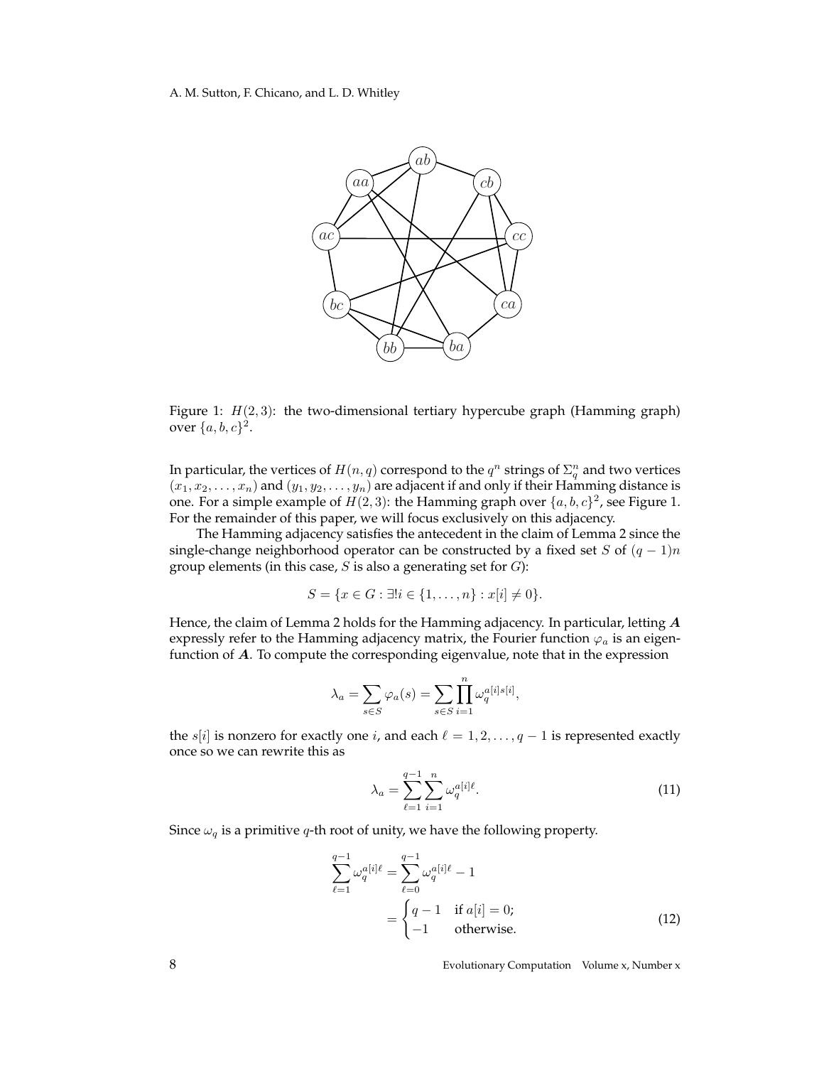Figure 1: $H(2,3)$: the two-dimensional tertiary hypercube graph (Hamming graph) over $\{a,b,c\}^2$.

In particular, the vertices of $H(n,q)$ correspond to the $q^n$ strings of $\Sigma_q^n$ and two vertices $(x_1, x_2, \ldots, x_n)$ and $(y_1, y_2, \ldots, y_n)$ are adjacent if and only if their Hamming distance is one. For a simple example of $H(2,3)$: the Hamming graph over $\{a,b,c\}^2$, see Figure 1. For the remainder of this paper, we will focus exclusively on this adjacency.

The Hamming adjacency satisfies the antecedent in the claim of Lemma 2 since the single-change neighborhood operator can be constructed by a fixed set $S$ of $(q-1)n$ group elements (in this case, $S$ is also a generating set for $G$):

$$S = \{x \in G : \exists! i \in \{1, \ldots, n\} : x[i] \neq 0\}.$$

Hence, the claim of Lemma 2 holds for the Hamming adjacency. In particular, letting $\boldsymbol{A}$ expressly refer to the Hamming adjacency matrix, the Fourier function $\varphi_a$ is an eigenfunction of $\boldsymbol{A}$. To compute the corresponding eigenvalue, note that in the expression

$$\lambda_a = \sum_{s \in S} \varphi_a(s) = \sum_{s \in S} \prod_{i=1}^{n} \omega_q^{a[i]s[i]},$$

the $s[i]$ is nonzero for exactly one $i$, and each $\ell = 1, 2, \ldots, q-1$ is represented exactly once so we can rewrite this as

$$\lambda_a = \sum_{\ell=1}^{q-1} \sum_{i=1}^{n} \omega_q^{a[i]\ell}. \tag{11}$$

Since $\omega_q$ is a primitive $q$-th root of unity, we have the following property.

$$\begin{aligned} \sum_{\ell=1}^{q-1} \omega_q^{a[i]\ell} &= \sum_{\ell=0}^{q-1} \omega_q^{a[i]\ell} - 1 \\ &= \begin{cases} q-1 & \text{if } a[i] = 0; \\ -1 & \text{otherwise.} \end{cases} \end{aligned} \tag{12}$$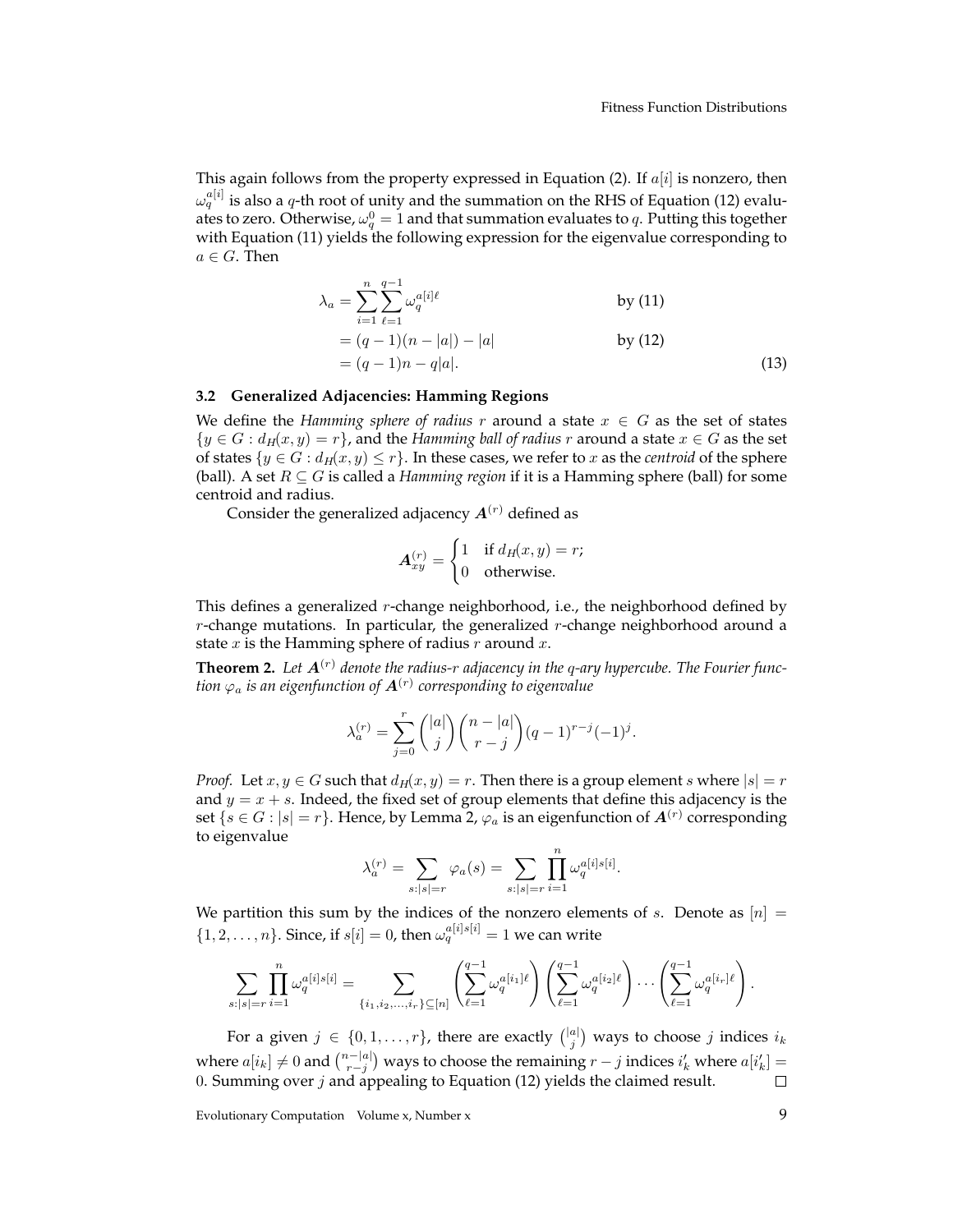This again follows from the property expressed in Equation (2). If $a[i]$ is nonzero, then $\omega_q^{a[i]}$ is also a $q$-th root of unity and the summation on the RHS of Equation (12) evaluates to zero. Otherwise, $\omega_q^0 = 1$ and that summation evaluates to $q$. Putting this together with Equation (11) yields the following expression for the eigenvalue corresponding to $a \in G$. Then

$$
\begin{aligned}
\lambda_a &= \sum_{i=1}^{n} \sum_{\ell=1}^{q-1} \omega_q^{a[i]\ell} && \text{by (11)} \\
&= (q-1)(n-|a|) - |a| && \text{by (12)} \\
&= (q-1)n - q|a|. && (13)
\end{aligned}
$$

### 3.2 Generalized Adjacencies: Hamming Regions

We define the *Hamming sphere of radius* $r$ around a state $x \in G$ as the set of states $\{y \in G : d_H(x,y) = r\}$, and the *Hamming ball of radius* $r$ around a state $x \in G$ as the set of states $\{y \in G : d_H(x,y) \leq r\}$. In these cases, we refer to $x$ as the *centroid* of the sphere (ball). A set $R \subseteq G$ is called a *Hamming region* if it is a Hamming sphere (ball) for some centroid and radius.

Consider the generalized adjacency $\boldsymbol{A}^{(r)}$ defined as

$$
\boldsymbol{A}^{(r)}_{xy} = \begin{cases} 1 & \text{if } d_H(x,y) = r; \\ 0 & \text{otherwise.} \end{cases}
$$

This defines a generalized $r$-change neighborhood, i.e., the neighborhood defined by $r$-change mutations. In particular, the generalized $r$-change neighborhood around a state $x$ is the Hamming sphere of radius $r$ around $x$.

**Theorem 2.** *Let $\boldsymbol{A}^{(r)}$ denote the radius-$r$ adjacency in the $q$-ary hypercube. The Fourier function $\varphi_a$ is an eigenfunction of $\boldsymbol{A}^{(r)}$ corresponding to eigenvalue*

$$
\lambda_a^{(r)} = \sum_{j=0}^{r} \binom{|a|}{j} \binom{n-|a|}{r-j} (q-1)^{r-j} (-1)^j.
$$

*Proof.* Let $x, y \in G$ such that $d_H(x,y) = r$. Then there is a group element $s$ where $|s| = r$ and $y = x + s$. Indeed, the fixed set of group elements that define this adjacency is the set $\{s \in G : |s| = r\}$. Hence, by Lemma 2, $\varphi_a$ is an eigenfunction of $\boldsymbol{A}^{(r)}$ corresponding to eigenvalue

$$
\lambda_a^{(r)} = \sum_{s:|s|=r} \varphi_a(s) = \sum_{s:|s|=r} \prod_{i=1}^{n} \omega_q^{a[i]s[i]}.
$$

We partition this sum by the indices of the nonzero elements of $s$. Denote as $[n] = \{1, 2, \ldots, n\}$. Since, if $s[i] = 0$, then $\omega_q^{a[i]s[i]} = 1$ we can write

$$
\sum_{s:|s|=r} \prod_{i=1}^{n} \omega_q^{a[i]s[i]} = \sum_{\{i_1, i_2, \ldots, i_r\} \subseteq [n]} \left( \sum_{\ell=1}^{q-1} \omega_q^{a[i_1]\ell} \right) \left( \sum_{\ell=1}^{q-1} \omega_q^{a[i_2]\ell} \right) \cdots \left( \sum_{\ell=1}^{q-1} \omega_q^{a[i_r]\ell} \right).
$$

For a given $j \in \{0, 1, \ldots, r\}$, there are exactly $\binom{|a|}{j}$ ways to choose $j$ indices $i_k$ where $a[i_k] \neq 0$ and $\binom{n-|a|}{r-j}$ ways to choose the remaining $r-j$ indices $i'_k$ where $a[i'_k] = 0$. Summing over $j$ and appealing to Equation (12) yields the claimed result. $\square$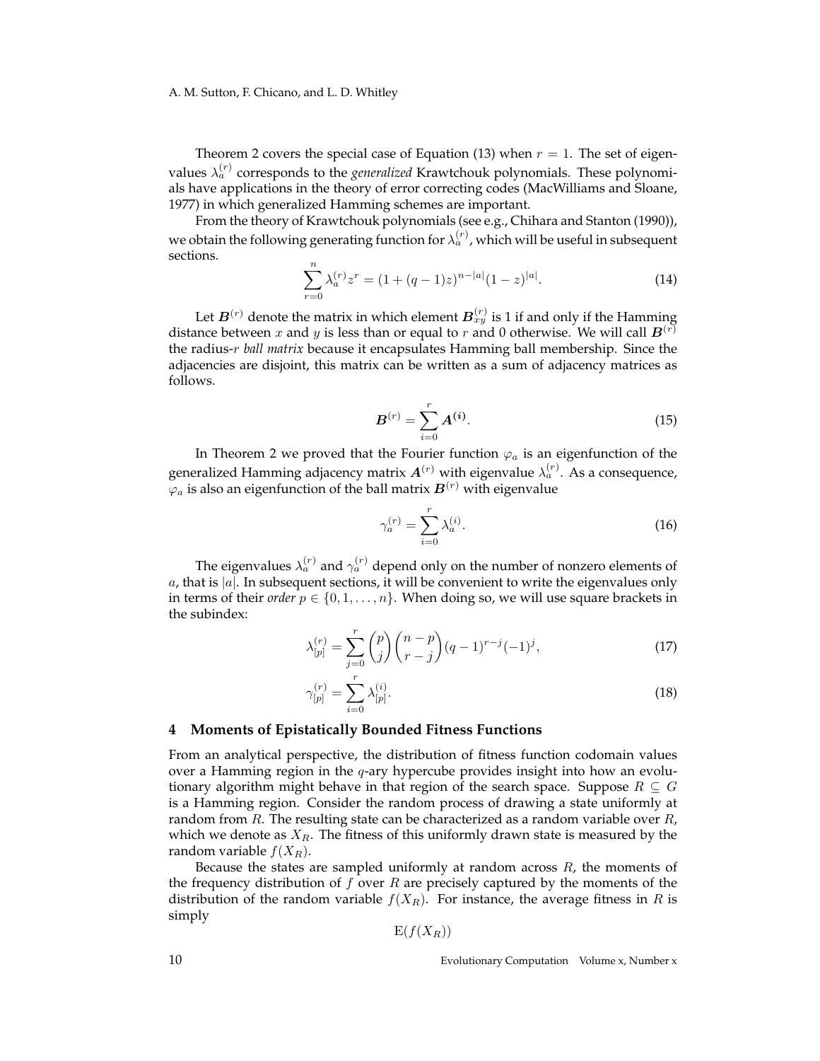Theorem 2 covers the special case of Equation (13) when $r = 1$. The set of eigenvalues $\lambda_a^{(r)}$ corresponds to the *generalized* Krawtchouk polynomials. These polynomials have applications in the theory of error correcting codes (MacWilliams and Sloane, 1977) in which generalized Hamming schemes are important.

From the theory of Krawtchouk polynomials (see e.g., Chihara and Stanton (1990)), we obtain the following generating function for $\lambda_a^{(r)}$, which will be useful in subsequent sections.

$$\sum_{r=0}^{n} \lambda_a^{(r)} z^r = (1 + (q-1)z)^{n-|a|}(1-z)^{|a|}. \tag{14}$$

Let $\boldsymbol{B}^{(r)}$ denote the matrix in which element $\boldsymbol{B}_{xy}^{(r)}$ is 1 if and only if the Hamming distance between $x$ and $y$ is less than or equal to $r$ and 0 otherwise. We will call $\boldsymbol{B}^{(r)}$ the radius-$r$ *ball matrix* because it encapsulates Hamming ball membership. Since the adjacencies are disjoint, this matrix can be written as a sum of adjacency matrices as follows.

$$\boldsymbol{B}^{(r)} = \sum_{i=0}^{r} \boldsymbol{A}^{(i)}. \tag{15}$$

In Theorem 2 we proved that the Fourier function $\varphi_a$ is an eigenfunction of the generalized Hamming adjacency matrix $\boldsymbol{A}^{(r)}$ with eigenvalue $\lambda_a^{(r)}$. As a consequence, $\varphi_a$ is also an eigenfunction of the ball matrix $\boldsymbol{B}^{(r)}$ with eigenvalue

$$\gamma_a^{(r)} = \sum_{i=0}^{r} \lambda_a^{(i)}. \tag{16}$$

The eigenvalues $\lambda_a^{(r)}$ and $\gamma_a^{(r)}$ depend only on the number of nonzero elements of $a$, that is $|a|$. In subsequent sections, it will be convenient to write the eigenvalues only in terms of their *order* $p \in \{0, 1, \ldots, n\}$. When doing so, we will use square brackets in the subindex:

$$\lambda_{[p]}^{(r)} = \sum_{j=0}^{r} \binom{p}{j}\binom{n-p}{r-j}(q-1)^{r-j}(-1)^j, \tag{17}$$

$$\gamma_{[p]}^{(r)} = \sum_{i=0}^{r} \lambda_{[p]}^{(i)}. \tag{18}$$

## 4 Moments of Epistatically Bounded Fitness Functions

From an analytical perspective, the distribution of fitness function codomain values over a Hamming region in the $q$-ary hypercube provides insight into how an evolutionary algorithm might behave in that region of the search space. Suppose $R \subseteq G$ is a Hamming region. Consider the random process of drawing a state uniformly at random from $R$. The resulting state can be characterized as a random variable over $R$, which we denote as $X_R$. The fitness of this uniformly drawn state is measured by the random variable $f(X_R)$.

Because the states are sampled uniformly at random across $R$, the moments of the frequency distribution of $f$ over $R$ are precisely captured by the moments of the distribution of the random variable $f(X_R)$. For instance, the average fitness in $R$ is simply

$$\mathrm{E}(f(X_R))$$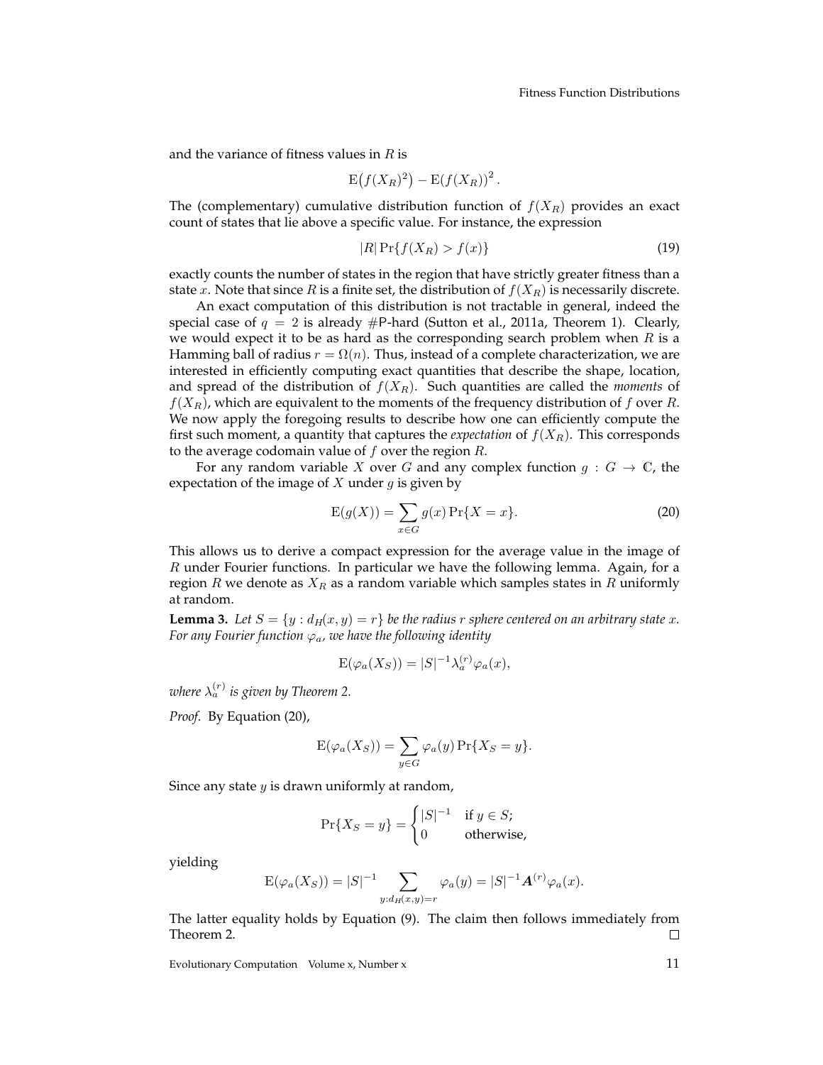and the variance of fitness values in $R$ is

$$\mathrm{E}\big(f(X_R)^2\big) - \mathrm{E}(f(X_R))^2 .$$

The (complementary) cumulative distribution function of $f(X_R)$ provides an exact count of states that lie above a specific value. For instance, the expression

$$|R| \Pr\{f(X_R) > f(x)\} \tag{19}$$

exactly counts the number of states in the region that have strictly greater fitness than a state $x$. Note that since $R$ is a finite set, the distribution of $f(X_R)$ is necessarily discrete.

An exact computation of this distribution is not tractable in general, indeed the special case of $q = 2$ is already #P-hard (Sutton et al., 2011a, Theorem 1). Clearly, we would expect it to be as hard as the corresponding search problem when $R$ is a Hamming ball of radius $r = \Omega(n)$. Thus, instead of a complete characterization, we are interested in efficiently computing exact quantities that describe the shape, location, and spread of the distribution of $f(X_R)$. Such quantities are called the *moments* of $f(X_R)$, which are equivalent to the moments of the frequency distribution of $f$ over $R$. We now apply the foregoing results to describe how one can efficiently compute the first such moment, a quantity that captures the *expectation* of $f(X_R)$. This corresponds to the average codomain value of $f$ over the region $R$.

For any random variable $X$ over $G$ and any complex function $g : G \to \mathbb{C}$, the expectation of the image of $X$ under $g$ is given by

$$\mathrm{E}(g(X)) = \sum_{x \in G} g(x) \Pr\{X = x\}. \tag{20}$$

This allows us to derive a compact expression for the average value in the image of $R$ under Fourier functions. In particular we have the following lemma. Again, for a region $R$ we denote as $X_R$ as a random variable which samples states in $R$ uniformly at random.

**Lemma 3.** *Let $S = \{y : d_H(x, y) = r\}$ be the radius $r$ sphere centered on an arbitrary state $x$. For any Fourier function $\varphi_a$, we have the following identity*

$$\mathrm{E}(\varphi_a(X_S)) = |S|^{-1} \lambda_a^{(r)} \varphi_a(x),$$

*where $\lambda_a^{(r)}$ is given by Theorem 2.*

*Proof.* By Equation (20),

$$\mathrm{E}(\varphi_a(X_S)) = \sum_{y \in G} \varphi_a(y) \Pr\{X_S = y\}.$$

Since any state $y$ is drawn uniformly at random,

$$\Pr\{X_S = y\} = \begin{cases} |S|^{-1} & \text{if } y \in S; \\ 0 & \text{otherwise,} \end{cases}$$

yielding

$$\mathrm{E}(\varphi_a(X_S)) = |S|^{-1} \sum_{y : d_H(x,y) = r} \varphi_a(y) = |S|^{-1} \boldsymbol{A}^{(r)} \varphi_a(x).$$

The latter equality holds by Equation (9). The claim then follows immediately from Theorem 2. $\square$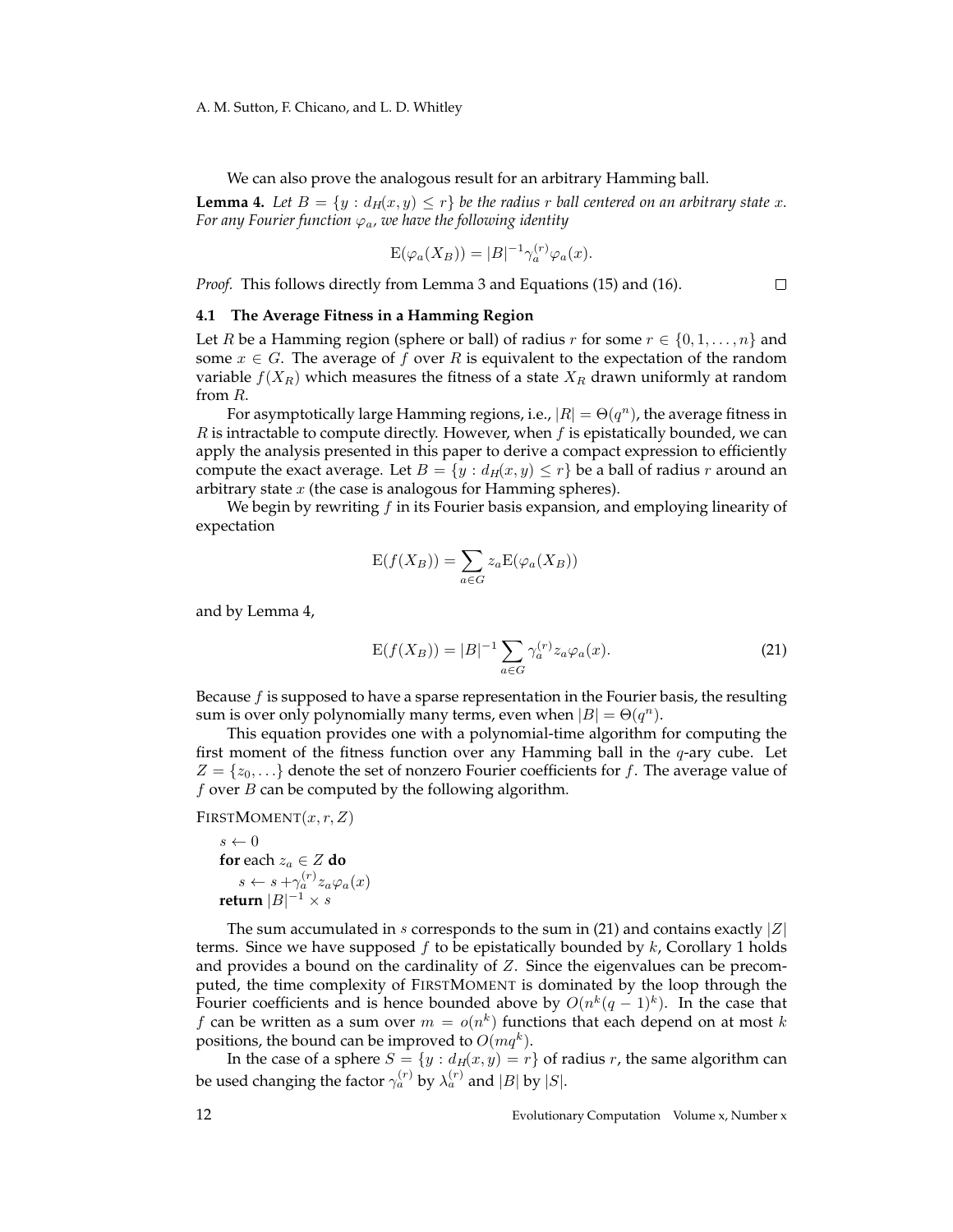We can also prove the analogous result for an arbitrary Hamming ball.

**Lemma 4.** *Let $B = \{y : d_H(x, y) \leq r\}$ be the radius $r$ ball centered on an arbitrary state $x$. For any Fourier function $\varphi_a$, we have the following identity*

$$\mathrm{E}(\varphi_a(X_B)) = |B|^{-1}\gamma_a^{(r)}\varphi_a(x).$$

*Proof.* This follows directly from Lemma 3 and Equations (15) and (16). □

### 4.1 The Average Fitness in a Hamming Region

Let $R$ be a Hamming region (sphere or ball) of radius $r$ for some $r \in \{0, 1, \ldots, n\}$ and some $x \in G$. The average of $f$ over $R$ is equivalent to the expectation of the random variable $f(X_R)$ which measures the fitness of a state $X_R$ drawn uniformly at random from $R$.

For asymptotically large Hamming regions, i.e., $|R| = \Theta(q^n)$, the average fitness in $R$ is intractable to compute directly. However, when $f$ is epistatically bounded, we can apply the analysis presented in this paper to derive a compact expression to efficiently compute the exact average. Let $B = \{y : d_H(x, y) \leq r\}$ be a ball of radius $r$ around an arbitrary state $x$ (the case is analogous for Hamming spheres).

We begin by rewriting $f$ in its Fourier basis expansion, and employing linearity of expectation

$$\mathrm{E}(f(X_B)) = \sum_{a \in G} z_a \mathrm{E}(\varphi_a(X_B))$$

and by Lemma 4,

$$\mathrm{E}(f(X_B)) = |B|^{-1} \sum_{a \in G} \gamma_a^{(r)} z_a \varphi_a(x). \tag{21}$$

Because $f$ is supposed to have a sparse representation in the Fourier basis, the resulting sum is over only polynomially many terms, even when $|B| = \Theta(q^n)$.

This equation provides one with a polynomial-time algorithm for computing the first moment of the fitness function over any Hamming ball in the $q$-ary cube. Let $Z = \{z_0, \ldots\}$ denote the set of nonzero Fourier coefficients for $f$. The average value of $f$ over $B$ can be computed by the following algorithm.

```
FIRSTMOMENT(x, r, Z)
  s ← 0
  for each z_a ∈ Z do
    s ← s + γ_a^(r) z_a φ_a(x)
  return |B|^(-1) × s
```

The sum accumulated in $s$ corresponds to the sum in (21) and contains exactly $|Z|$ terms. Since we have supposed $f$ to be epistatically bounded by $k$, Corollary 1 holds and provides a bound on the cardinality of $Z$. Since the eigenvalues can be precomputed, the time complexity of FIRSTMOMENT is dominated by the loop through the Fourier coefficients and is hence bounded above by $O(n^k(q-1)^k)$. In the case that $f$ can be written as a sum over $m = o(n^k)$ functions that each depend on at most $k$ positions, the bound can be improved to $O(mq^k)$.

In the case of a sphere $S = \{y : d_H(x, y) = r\}$ of radius $r$, the same algorithm can be used changing the factor $\gamma_a^{(r)}$ by $\lambda_a^{(r)}$ and $|B|$ by $|S|$.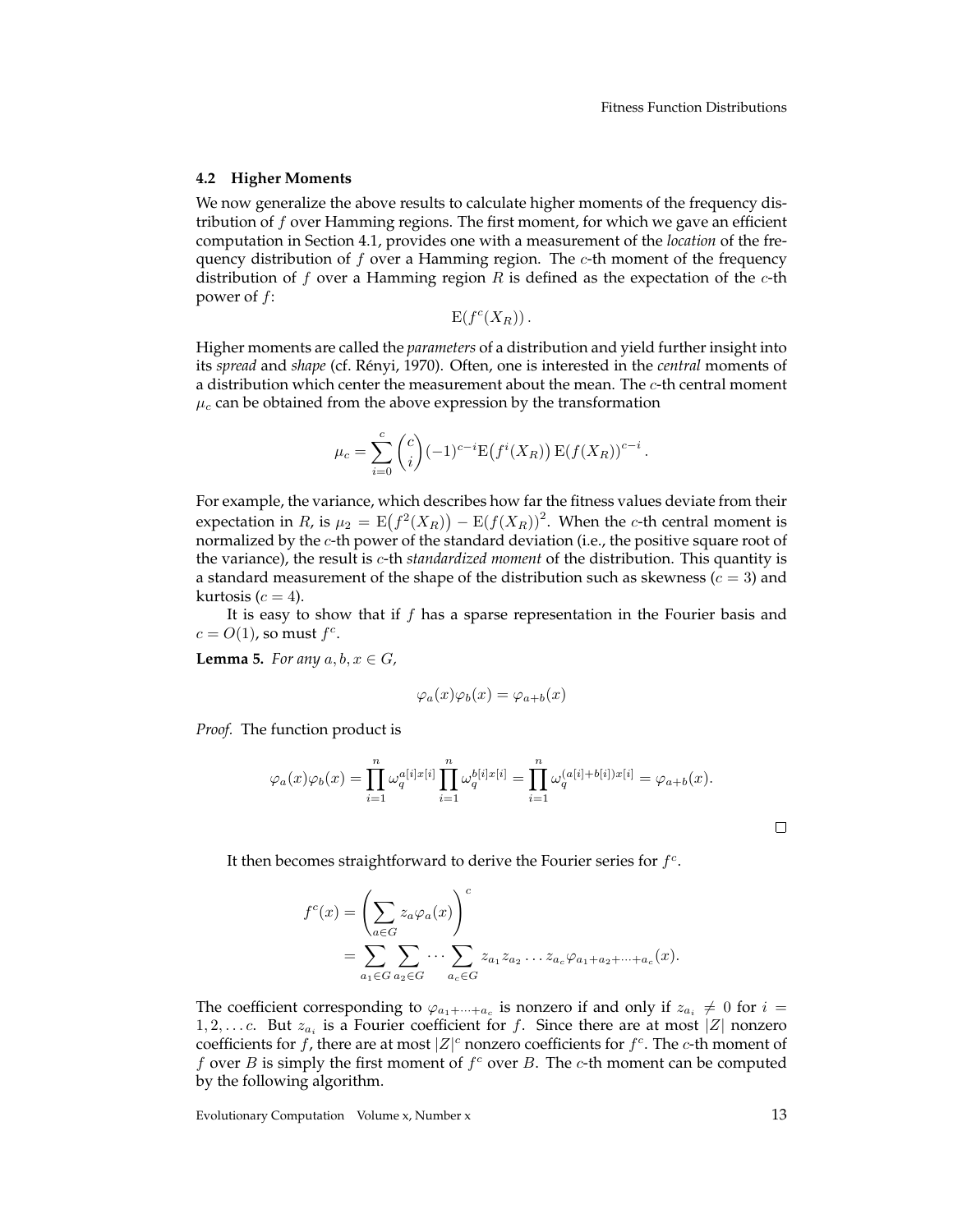### 4.2 Higher Moments

We now generalize the above results to calculate higher moments of the frequency distribution of $f$ over Hamming regions. The first moment, for which we gave an efficient computation in Section 4.1, provides one with a measurement of the *location* of the frequency distribution of $f$ over a Hamming region. The $c$-th moment of the frequency distribution of $f$ over a Hamming region $R$ is defined as the expectation of the $c$-th power of $f$:

$$\mathrm{E}(f^c(X_R)).$$

Higher moments are called the *parameters* of a distribution and yield further insight into its *spread* and *shape* (cf. Rényi, 1970). Often, one is interested in the *central* moments of a distribution which center the measurement about the mean. The $c$-th central moment $\mu_c$ can be obtained from the above expression by the transformation

$$\mu_c = \sum_{i=0}^{c} \binom{c}{i} (-1)^{c-i} \mathrm{E}\big(f^i(X_R)\big)\, \mathrm{E}(f(X_R))^{c-i}.$$

For example, the variance, which describes how far the fitness values deviate from their expectation in $R$, is $\mu_2 = \mathrm{E}\big(f^2(X_R)\big) - \mathrm{E}(f(X_R))^2$. When the $c$-th central moment is normalized by the $c$-th power of the standard deviation (i.e., the positive square root of the variance), the result is $c$-th *standardized moment* of the distribution. This quantity is a standard measurement of the shape of the distribution such as skewness ($c = 3$) and kurtosis ($c = 4$).

It is easy to show that if $f$ has a sparse representation in the Fourier basis and $c = O(1)$, so must $f^c$.

**Lemma 5.** *For any $a, b, x \in G$,*

$$\varphi_a(x)\varphi_b(x) = \varphi_{a+b}(x)$$

*Proof.* The function product is

$$\varphi_a(x)\varphi_b(x) = \prod_{i=1}^{n} \omega_q^{a[i]x[i]} \prod_{i=1}^{n} \omega_q^{b[i]x[i]} = \prod_{i=1}^{n} \omega_q^{(a[i]+b[i])x[i]} = \varphi_{a+b}(x).$$

□

It then becomes straightforward to derive the Fourier series for $f^c$.

$$\begin{aligned} f^c(x) &= \left( \sum_{a \in G} z_a \varphi_a(x) \right)^c \\ &= \sum_{a_1 \in G} \sum_{a_2 \in G} \cdots \sum_{a_c \in G} z_{a_1} z_{a_2} \ldots z_{a_c} \varphi_{a_1 + a_2 + \cdots + a_c}(x). \end{aligned}$$

The coefficient corresponding to $\varphi_{a_1+\cdots+a_c}$ is nonzero if and only if $z_{a_i} \neq 0$ for $i = 1, 2, \ldots c$. But $z_{a_i}$ is a Fourier coefficient for $f$. Since there are at most $|Z|$ nonzero coefficients for $f$, there are at most $|Z|^c$ nonzero coefficients for $f^c$. The $c$-th moment of $f$ over $B$ is simply the first moment of $f^c$ over $B$. The $c$-th moment can be computed by the following algorithm.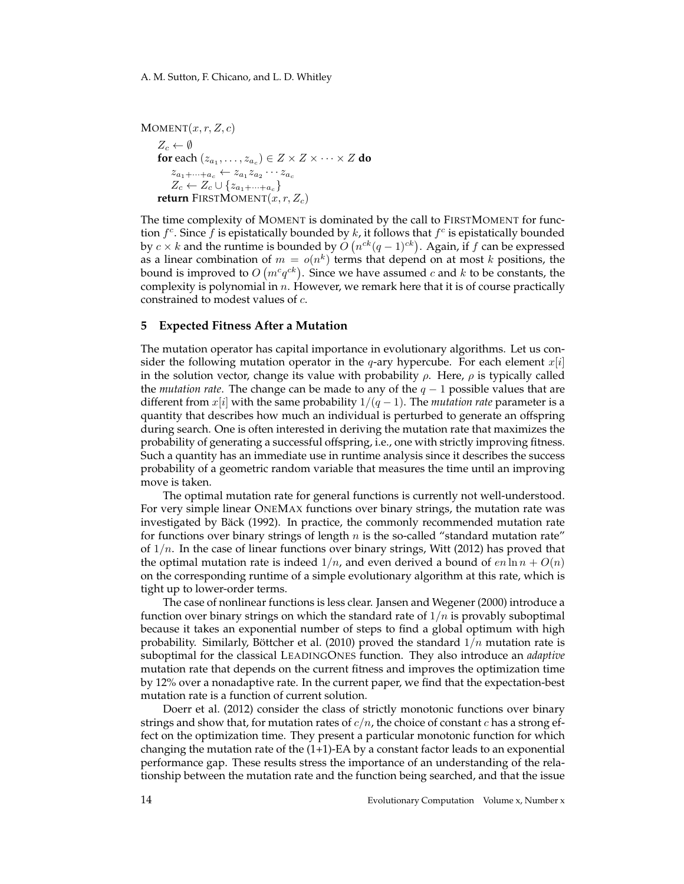```
MOMENT(x, r, Z, c)
    Z_c ← ∅
    for each (z_{a_1}, ..., z_{a_c}) ∈ Z × Z × ··· × Z do
        z_{a_1+···+a_c} ← z_{a_1} z_{a_2} ··· z_{a_c}
        Z_c ← Z_c ∪ {z_{a_1+···+a_c}}
    return FIRSTMOMENT(x, r, Z_c)
```

The time complexity of MOMENT is dominated by the call to FIRSTMOMENT for function $f^c$. Since $f$ is epistatically bounded by $k$, it follows that $f^c$ is epistatically bounded by $c \times k$ and the runtime is bounded by $O\left(n^{ck}(q-1)^{ck}\right)$. Again, if $f$ can be expressed as a linear combination of $m = o(n^k)$ terms that depend on at most $k$ positions, the bound is improved to $O\left(m^c q^{ck}\right)$. Since we have assumed $c$ and $k$ to be constants, the complexity is polynomial in $n$. However, we remark here that it is of course practically constrained to modest values of $c$.

## 5 Expected Fitness After a Mutation

The mutation operator has capital importance in evolutionary algorithms. Let us consider the following mutation operator in the $q$-ary hypercube. For each element $x[i]$ in the solution vector, change its value with probability $\rho$. Here, $\rho$ is typically called the *mutation rate*. The change can be made to any of the $q-1$ possible values that are different from $x[i]$ with the same probability $1/(q-1)$. The *mutation rate* parameter is a quantity that describes how much an individual is perturbed to generate an offspring during search. One is often interested in deriving the mutation rate that maximizes the probability of generating a successful offspring, i.e., one with strictly improving fitness. Such a quantity has an immediate use in runtime analysis since it describes the success probability of a geometric random variable that measures the time until an improving move is taken.

The optimal mutation rate for general functions is currently not well-understood. For very simple linear ONEMAX functions over binary strings, the mutation rate was investigated by Bäck (1992). In practice, the commonly recommended mutation rate for functions over binary strings of length $n$ is the so-called "standard mutation rate" of $1/n$. In the case of linear functions over binary strings, Witt (2012) has proved that the optimal mutation rate is indeed $1/n$, and even derived a bound of $en \ln n + O(n)$ on the corresponding runtime of a simple evolutionary algorithm at this rate, which is tight up to lower-order terms.

The case of nonlinear functions is less clear. Jansen and Wegener (2000) introduce a function over binary strings on which the standard rate of $1/n$ is provably suboptimal because it takes an exponential number of steps to find a global optimum with high probability. Similarly, Böttcher et al. (2010) proved the standard $1/n$ mutation rate is suboptimal for the classical LEADINGONES function. They also introduce an *adaptive* mutation rate that depends on the current fitness and improves the optimization time by 12% over a nonadaptive rate. In the current paper, we find that the expectation-best mutation rate is a function of current solution.

Doerr et al. (2012) consider the class of strictly monotonic functions over binary strings and show that, for mutation rates of $c/n$, the choice of constant $c$ has a strong effect on the optimization time. They present a particular monotonic function for which changing the mutation rate of the (1+1)-EA by a constant factor leads to an exponential performance gap. These results stress the importance of an understanding of the relationship between the mutation rate and the function being searched, and that the issue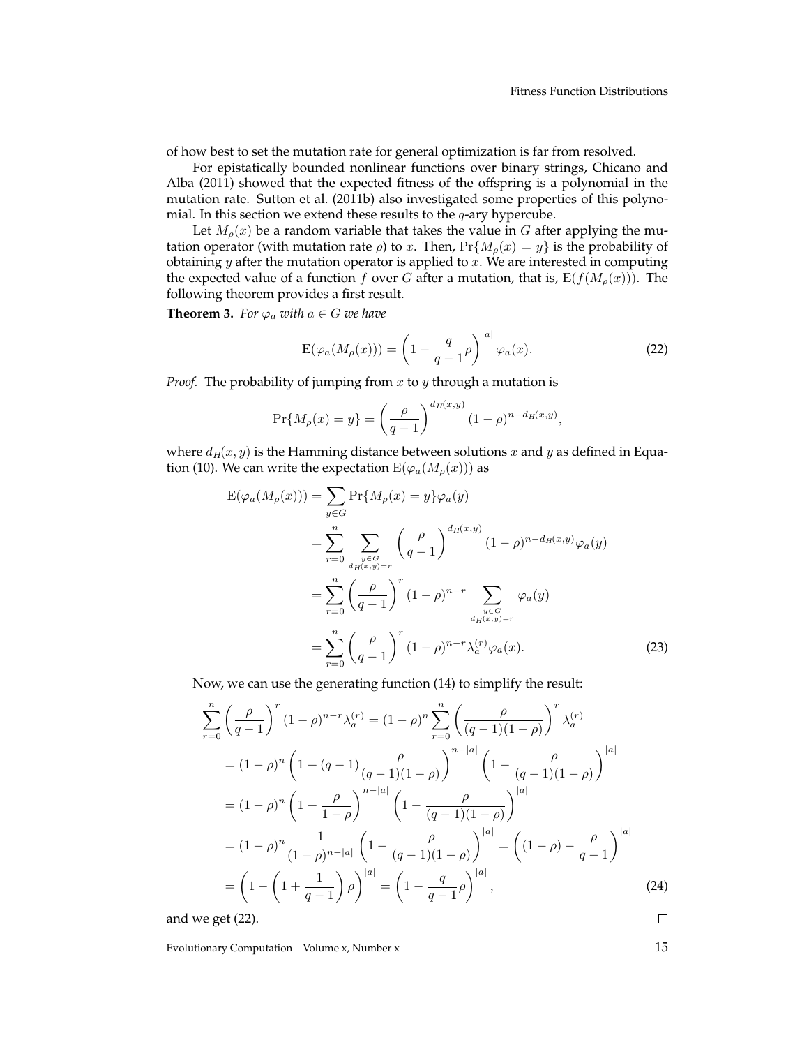of how best to set the mutation rate for general optimization is far from resolved.

For epistatically bounded nonlinear functions over binary strings, Chicano and Alba (2011) showed that the expected fitness of the offspring is a polynomial in the mutation rate. Sutton et al. (2011b) also investigated some properties of this polynomial. In this section we extend these results to the $q$-ary hypercube.

Let $M_\rho(x)$ be a random variable that takes the value in $G$ after applying the mutation operator (with mutation rate $\rho$) to $x$. Then, $\Pr\{M_\rho(x) = y\}$ is the probability of obtaining $y$ after the mutation operator is applied to $x$. We are interested in computing the expected value of a function $f$ over $G$ after a mutation, that is, $\mathrm{E}(f(M_\rho(x)))$. The following theorem provides a first result.

**Theorem 3.** *For $\varphi_a$ with $a \in G$ we have*

$$\mathrm{E}(\varphi_a(M_\rho(x))) = \left(1 - \frac{q}{q-1}\rho\right)^{|a|} \varphi_a(x). \tag{22}$$

*Proof.* The probability of jumping from $x$ to $y$ through a mutation is

$$\Pr\{M_\rho(x) = y\} = \left(\frac{\rho}{q-1}\right)^{d_H(x,y)} (1-\rho)^{n-d_H(x,y)},$$

where $d_H(x, y)$ is the Hamming distance between solutions $x$ and $y$ as defined in Equation (10). We can write the expectation $\mathrm{E}(\varphi_a(M_\rho(x)))$ as

$$\begin{aligned}
\mathrm{E}(\varphi_a(M_\rho(x))) &= \sum_{y \in G} \Pr\{M_\rho(x) = y\} \varphi_a(y) \\
&= \sum_{r=0}^{n} \sum_{\substack{y \in G \\ d_H(x,y)=r}} \left(\frac{\rho}{q-1}\right)^{d_H(x,y)} (1-\rho)^{n-d_H(x,y)} \varphi_a(y) \\
&= \sum_{r=0}^{n} \left(\frac{\rho}{q-1}\right)^{r} (1-\rho)^{n-r} \sum_{\substack{y \in G \\ d_H(x,y)=r}} \varphi_a(y) \\
&= \sum_{r=0}^{n} \left(\frac{\rho}{q-1}\right)^{r} (1-\rho)^{n-r} \lambda_a^{(r)} \varphi_a(x).
\end{aligned} \tag{23}$$

Now, we can use the generating function (14) to simplify the result:

$$\begin{aligned}
\sum_{r=0}^{n} \left(\frac{\rho}{q-1}\right)^{r} (1-\rho)^{n-r} \lambda_a^{(r)} &= (1-\rho)^n \sum_{r=0}^{n} \left(\frac{\rho}{(q-1)(1-\rho)}\right)^{r} \lambda_a^{(r)} \\
&= (1-\rho)^n \left(1 + (q-1)\frac{\rho}{(q-1)(1-\rho)}\right)^{n-|a|} \left(1 - \frac{\rho}{(q-1)(1-\rho)}\right)^{|a|} \\
&= (1-\rho)^n \left(1 + \frac{\rho}{1-\rho}\right)^{n-|a|} \left(1 - \frac{\rho}{(q-1)(1-\rho)}\right)^{|a|} \\
&= (1-\rho)^n \frac{1}{(1-\rho)^{n-|a|}} \left(1 - \frac{\rho}{(q-1)(1-\rho)}\right)^{|a|} = \left((1-\rho) - \frac{\rho}{q-1}\right)^{|a|} \\
&= \left(1 - \left(1 + \frac{1}{q-1}\right)\rho\right)^{|a|} = \left(1 - \frac{q}{q-1}\rho\right)^{|a|},
\end{aligned} \tag{24}$$

and we get (22). $\square$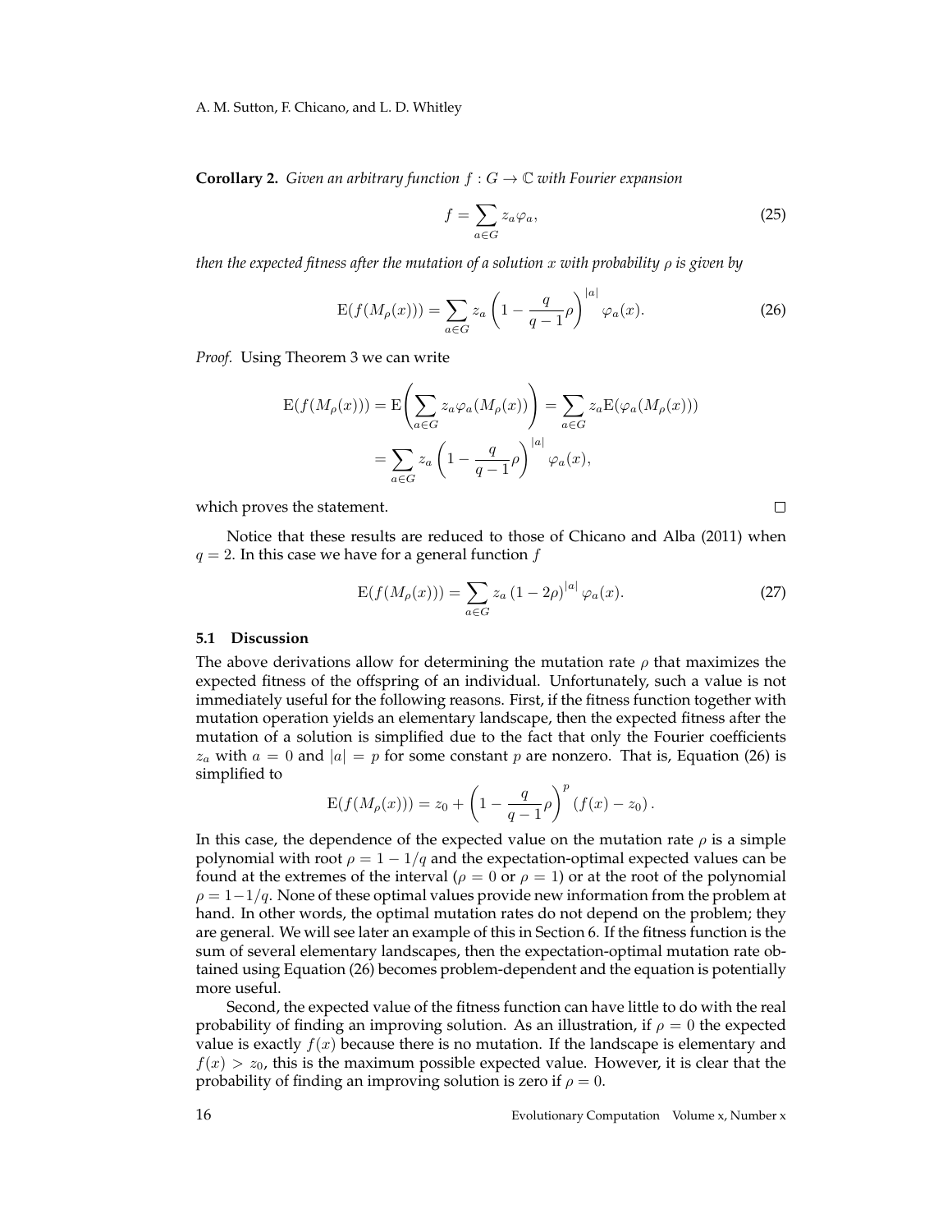**Corollary 2.** *Given an arbitrary function $f : G \to \mathbb{C}$ with Fourier expansion*

$$f = \sum_{a \in G} z_a \varphi_a, \tag{25}$$

*then the expected fitness after the mutation of a solution $x$ with probability $\rho$ is given by*

$$\mathrm{E}(f(M_\rho(x))) = \sum_{a \in G} z_a \left(1 - \frac{q}{q-1}\rho\right)^{|a|} \varphi_a(x). \tag{26}$$

*Proof.* Using Theorem 3 we can write

$$\mathrm{E}(f(M_\rho(x))) = \mathrm{E}\left(\sum_{a \in G} z_a \varphi_a(M_\rho(x))\right) = \sum_{a \in G} z_a \mathrm{E}(\varphi_a(M_\rho(x)))$$
$$= \sum_{a \in G} z_a \left(1 - \frac{q}{q-1}\rho\right)^{|a|} \varphi_a(x),$$

which proves the statement. □

Notice that these results are reduced to those of Chicano and Alba (2011) when $q = 2$. In this case we have for a general function $f$

$$\mathrm{E}(f(M_\rho(x))) = \sum_{a \in G} z_a (1 - 2\rho)^{|a|} \varphi_a(x). \tag{27}$$

### 5.1 Discussion

The above derivations allow for determining the mutation rate $\rho$ that maximizes the expected fitness of the offspring of an individual. Unfortunately, such a value is not immediately useful for the following reasons. First, if the fitness function together with mutation operation yields an elementary landscape, then the expected fitness after the mutation of a solution is simplified due to the fact that only the Fourier coefficients $z_a$ with $a = 0$ and $|a| = p$ for some constant $p$ are nonzero. That is, Equation (26) is simplified to

$$\mathrm{E}(f(M_\rho(x))) = z_0 + \left(1 - \frac{q}{q-1}\rho\right)^p (f(x) - z_0).$$

In this case, the dependence of the expected value on the mutation rate $\rho$ is a simple polynomial with root $\rho = 1 - 1/q$ and the expectation-optimal expected values can be found at the extremes of the interval ($\rho = 0$ or $\rho = 1$) or at the root of the polynomial $\rho = 1 - 1/q$. None of these optimal values provide new information from the problem at hand. In other words, the optimal mutation rates do not depend on the problem; they are general. We will see later an example of this in Section 6. If the fitness function is the sum of several elementary landscapes, then the expectation-optimal mutation rate obtained using Equation (26) becomes problem-dependent and the equation is potentially more useful.

Second, the expected value of the fitness function can have little to do with the real probability of finding an improving solution. As an illustration, if $\rho = 0$ the expected value is exactly $f(x)$ because there is no mutation. If the landscape is elementary and $f(x) > z_0$, this is the maximum possible expected value. However, it is clear that the probability of finding an improving solution is zero if $\rho = 0$.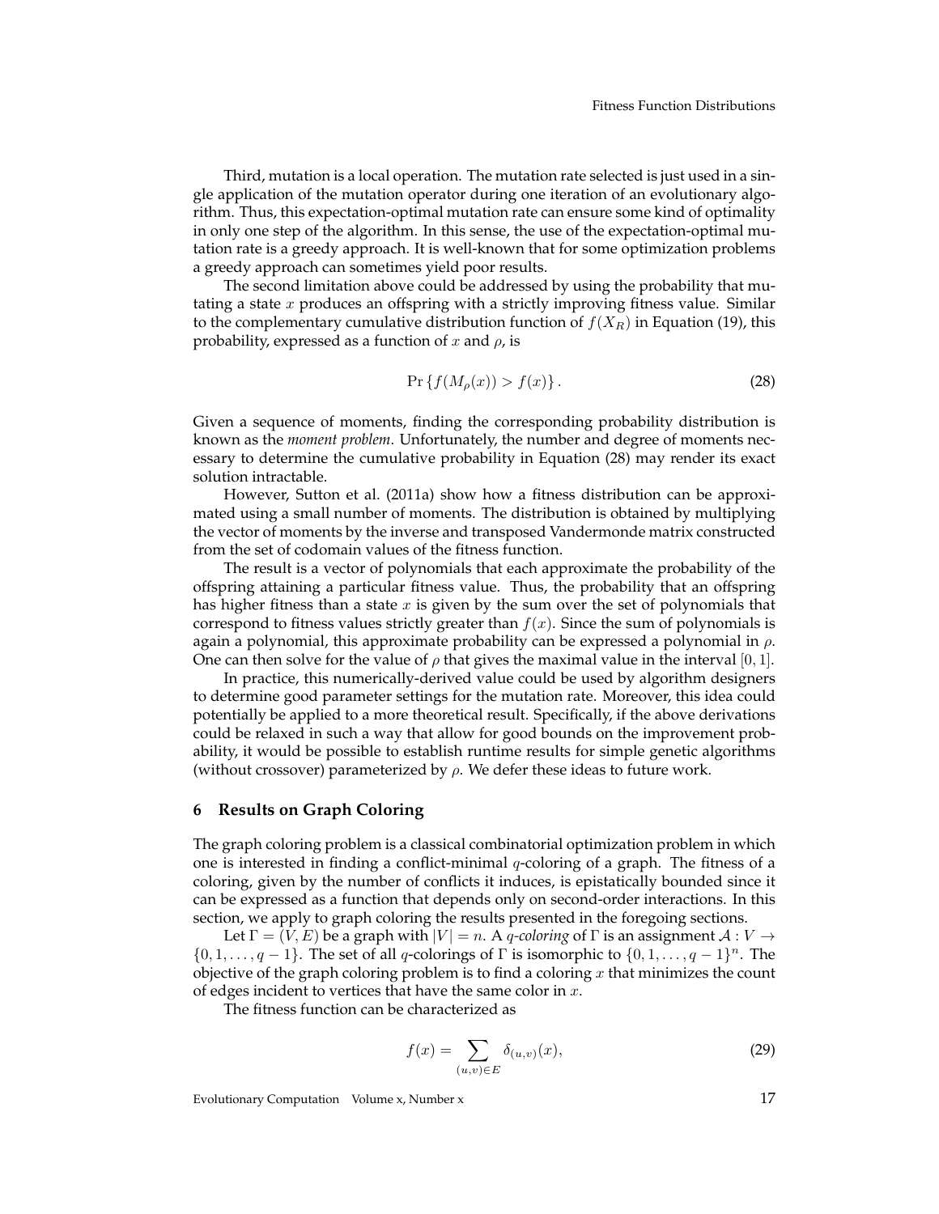Third, mutation is a local operation. The mutation rate selected is just used in a single application of the mutation operator during one iteration of an evolutionary algorithm. Thus, this expectation-optimal mutation rate can ensure some kind of optimality in only one step of the algorithm. In this sense, the use of the expectation-optimal mutation rate is a greedy approach. It is well-known that for some optimization problems a greedy approach can sometimes yield poor results.

The second limitation above could be addressed by using the probability that mutating a state $x$ produces an offspring with a strictly improving fitness value. Similar to the complementary cumulative distribution function of $f(X_R)$ in Equation (19), this probability, expressed as a function of $x$ and $\rho$, is

$$\Pr\left\{f(M_\rho(x)) > f(x)\right\}. \tag{28}$$

Given a sequence of moments, finding the corresponding probability distribution is known as the *moment problem*. Unfortunately, the number and degree of moments necessary to determine the cumulative probability in Equation (28) may render its exact solution intractable.

However, Sutton et al. (2011a) show how a fitness distribution can be approximated using a small number of moments. The distribution is obtained by multiplying the vector of moments by the inverse and transposed Vandermonde matrix constructed from the set of codomain values of the fitness function.

The result is a vector of polynomials that each approximate the probability of the offspring attaining a particular fitness value. Thus, the probability that an offspring has higher fitness than a state $x$ is given by the sum over the set of polynomials that correspond to fitness values strictly greater than $f(x)$. Since the sum of polynomials is again a polynomial, this approximate probability can be expressed a polynomial in $\rho$. One can then solve for the value of $\rho$ that gives the maximal value in the interval $[0, 1]$.

In practice, this numerically-derived value could be used by algorithm designers to determine good parameter settings for the mutation rate. Moreover, this idea could potentially be applied to a more theoretical result. Specifically, if the above derivations could be relaxed in such a way that allow for good bounds on the improvement probability, it would be possible to establish runtime results for simple genetic algorithms (without crossover) parameterized by $\rho$. We defer these ideas to future work.

## 6 Results on Graph Coloring

The graph coloring problem is a classical combinatorial optimization problem in which one is interested in finding a conflict-minimal $q$-coloring of a graph. The fitness of a coloring, given by the number of conflicts it induces, is epistatically bounded since it can be expressed as a function that depends only on second-order interactions. In this section, we apply to graph coloring the results presented in the foregoing sections.

Let $\Gamma = (V, E)$ be a graph with $|V| = n$. A *$q$-coloring* of $\Gamma$ is an assignment $\mathcal{A} : V \to \{0, 1, \ldots, q-1\}$. The set of all $q$-colorings of $\Gamma$ is isomorphic to $\{0, 1, \ldots, q-1\}^n$. The objective of the graph coloring problem is to find a coloring $x$ that minimizes the count of edges incident to vertices that have the same color in $x$.

The fitness function can be characterized as

$$f(x) = \sum_{(u,v)\in E} \delta_{(u,v)}(x), \tag{29}$$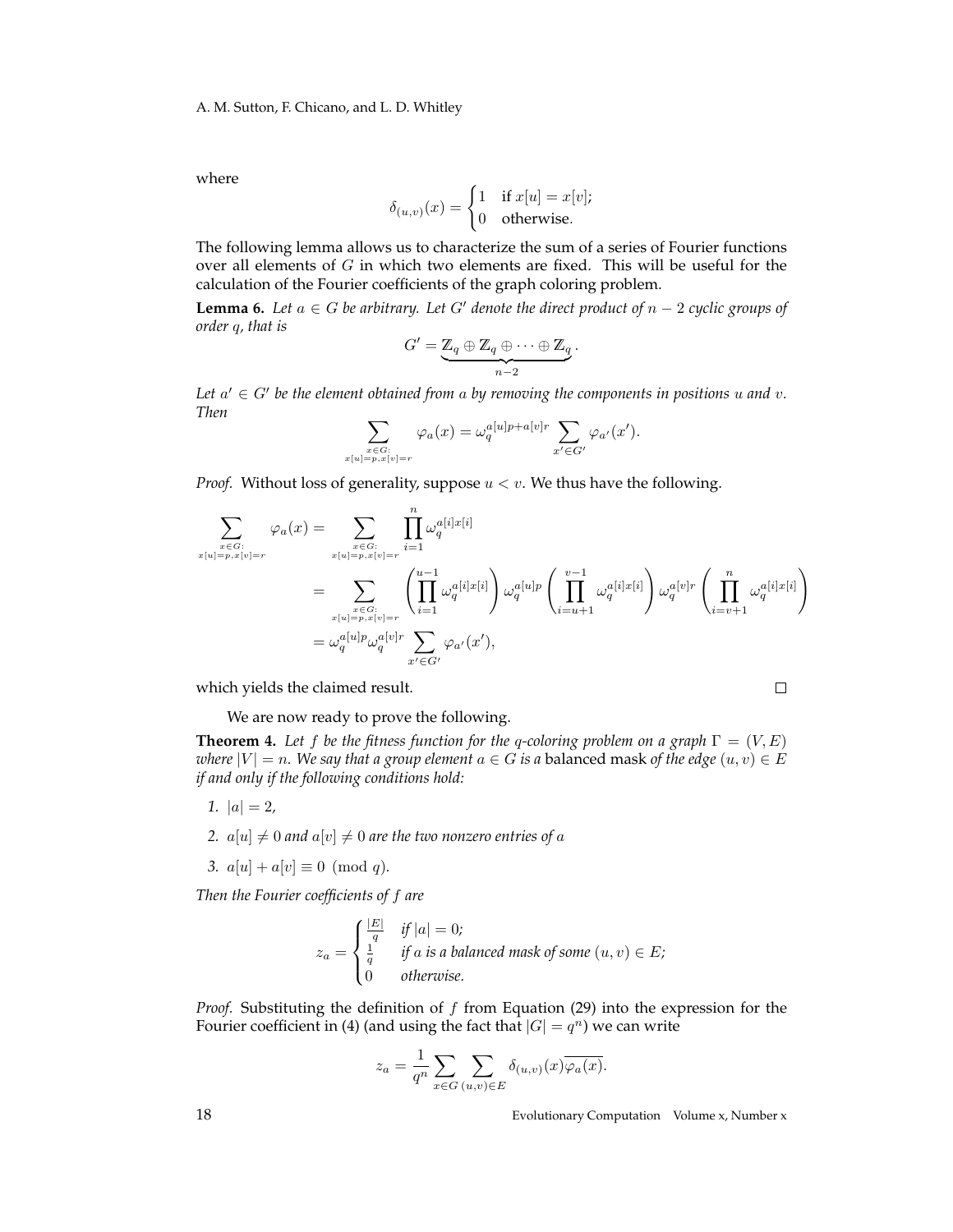where

$$\delta_{(u,v)}(x) = \begin{cases} 1 & \text{if } x[u] = x[v]; \\ 0 & \text{otherwise.} \end{cases}$$

The following lemma allows us to characterize the sum of a series of Fourier functions over all elements of $G$ in which two elements are fixed. This will be useful for the calculation of the Fourier coefficients of the graph coloring problem.

**Lemma 6.** *Let $a \in G$ be arbitrary. Let $G'$ denote the direct product of $n-2$ cyclic groups of order $q$, that is*

$$G' = \underbrace{\mathbb{Z}_q \oplus \mathbb{Z}_q \oplus \cdots \oplus \mathbb{Z}_q}_{n-2}.$$

*Let $a' \in G'$ be the element obtained from $a$ by removing the components in positions $u$ and $v$. Then*

$$\sum_{\substack{x \in G: \\ x[u]=p, x[v]=r}} \varphi_a(x) = \omega_q^{a[u]p + a[v]r} \sum_{x' \in G'} \varphi_{a'}(x').$$

*Proof.* Without loss of generality, suppose $u < v$. We thus have the following.

$$\begin{aligned}
\sum_{\substack{x \in G: \\ x[u]=p, x[v]=r}} \varphi_a(x) &= \sum_{\substack{x \in G: \\ x[u]=p, x[v]=r}} \prod_{i=1}^{n} \omega_q^{a[i]x[i]} \\
&= \sum_{\substack{x \in G: \\ x[u]=p, x[v]=r}} \left( \prod_{i=1}^{u-1} \omega_q^{a[i]x[i]} \right) \omega_q^{a[u]p} \left( \prod_{i=u+1}^{v-1} \omega_q^{a[i]x[i]} \right) \omega_q^{a[v]r} \left( \prod_{i=v+1}^{n} \omega_q^{a[i]x[i]} \right) \\
&= \omega_q^{a[u]p} \omega_q^{a[v]r} \sum_{x' \in G'} \varphi_{a'}(x'),
\end{aligned}$$

which yields the claimed result. $\square$

We are now ready to prove the following.

**Theorem 4.** *Let $f$ be the fitness function for the $q$-coloring problem on a graph $\Gamma = (V, E)$ where $|V| = n$. We say that a group element $a \in G$ is a* balanced mask *of the edge $(u, v) \in E$ if and only if the following conditions hold:*

1. *$|a| = 2$,*
2. *$a[u] \neq 0$ and $a[v] \neq 0$ are the two nonzero entries of $a$*
3. *$a[u] + a[v] \equiv 0 \pmod{q}$.*

*Then the Fourier coefficients of $f$ are*

$$z_a = \begin{cases} \frac{|E|}{q} & \text{if } |a| = 0; \\ \frac{1}{q} & \text{if } a \text{ is a balanced mask of some } (u,v) \in E; \\ 0 & \text{otherwise.} \end{cases}$$

*Proof.* Substituting the definition of $f$ from Equation (29) into the expression for the Fourier coefficient in (4) (and using the fact that $|G| = q^n$) we can write

$$z_a = \frac{1}{q^n} \sum_{x \in G} \sum_{(u,v) \in E} \delta_{(u,v)}(x) \overline{\varphi_a(x)}.$$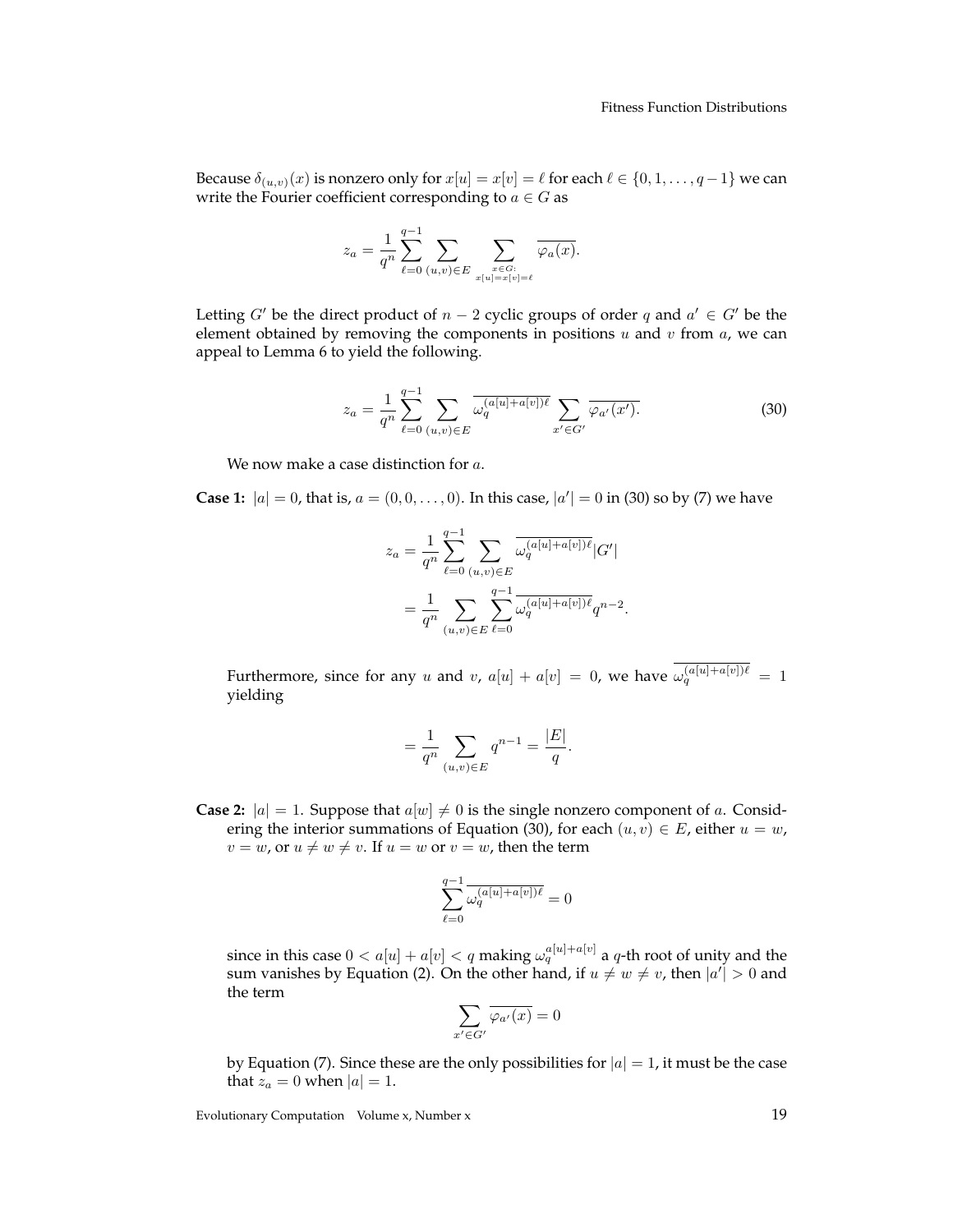Because $\delta_{(u,v)}(x)$ is nonzero only for $x[u] = x[v] = \ell$ for each $\ell \in \{0, 1, \ldots, q-1\}$ we can write the Fourier coefficient corresponding to $a \in G$ as

$$z_a = \frac{1}{q^n} \sum_{\ell=0}^{q-1} \sum_{(u,v)\in E} \sum_{\substack{x \in G:\\ x[u]=x[v]=\ell}} \overline{\varphi_a(x)}.$$

Letting $G'$ be the direct product of $n-2$ cyclic groups of order $q$ and $a' \in G'$ be the element obtained by removing the components in positions $u$ and $v$ from $a$, we can appeal to Lemma 6 to yield the following.

$$z_a = \frac{1}{q^n} \sum_{\ell=0}^{q-1} \sum_{(u,v)\in E} \overline{\omega_q^{(a[u]+a[v])\ell}} \sum_{x' \in G'} \overline{\varphi_{a'}(x')}. \tag{30}$$

We now make a case distinction for $a$.

**Case 1:** $|a| = 0$, that is, $a = (0, 0, \ldots, 0)$. In this case, $|a'| = 0$ in (30) so by (7) we have

$$\begin{aligned} z_a &= \frac{1}{q^n} \sum_{\ell=0}^{q-1} \sum_{(u,v)\in E} \overline{\omega_q^{(a[u]+a[v])\ell}} |G'| \\ &= \frac{1}{q^n} \sum_{(u,v)\in E} \sum_{\ell=0}^{q-1} \overline{\omega_q^{(a[u]+a[v])\ell}} q^{n-2}. \end{aligned}$$

Furthermore, since for any $u$ and $v$, $a[u] + a[v] = 0$, we have $\overline{\omega_q^{(a[u]+a[v])\ell}} = 1$ yielding

$$= \frac{1}{q^n} \sum_{(u,v)\in E} q^{n-1} = \frac{|E|}{q}.$$

**Case 2:** $|a| = 1$. Suppose that $a[w] \neq 0$ is the single nonzero component of $a$. Considering the interior summations of Equation (30), for each $(u, v) \in E$, either $u = w$, $v = w$, or $u \neq w \neq v$. If $u = w$ or $v = w$, then the term

$$\sum_{\ell=0}^{q-1} \overline{\omega_q^{(a[u]+a[v])\ell}} = 0$$

since in this case $0 < a[u] + a[v] < q$ making $\omega_q^{a[u]+a[v]}$ a $q$-th root of unity and the sum vanishes by Equation (2). On the other hand, if $u \neq w \neq v$, then $|a'| > 0$ and the term

$$\sum_{x' \in G'} \overline{\varphi_{a'}(x)} = 0$$

by Equation (7). Since these are the only possibilities for $|a| = 1$, it must be the case that $z_a = 0$ when $|a| = 1$.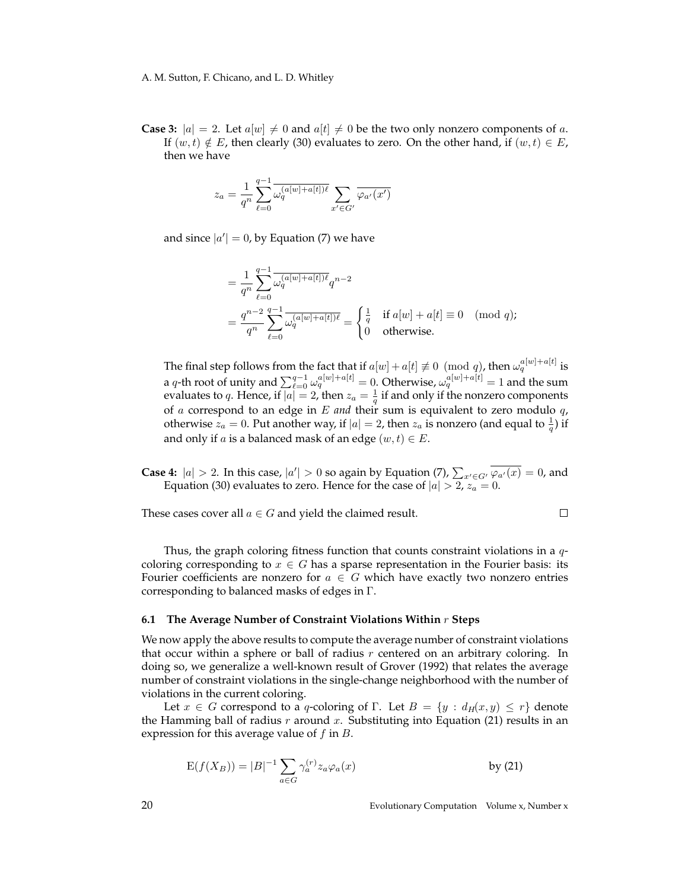**Case 3:** $|a| = 2$. Let $a[w] \neq 0$ and $a[t] \neq 0$ be the two only nonzero components of $a$. If $(w,t) \notin E$, then clearly (30) evaluates to zero. On the other hand, if $(w,t) \in E$, then we have

$$z_a = \frac{1}{q^n} \sum_{\ell=0}^{q-1} \overline{\omega_q^{(a[w]+a[t])\ell}} \sum_{x' \in G'} \overline{\varphi_{a'}(x')}$$

and since $|a'| = 0$, by Equation (7) we have

$$= \frac{1}{q^n} \sum_{\ell=0}^{q-1} \overline{\omega_q^{(a[w]+a[t])\ell}} q^{n-2}$$

$$= \frac{q^{n-2}}{q^n} \sum_{\ell=0}^{q-1} \overline{\omega_q^{(a[w]+a[t])\ell}} = \begin{cases} \frac{1}{q} & \text{if } a[w] + a[t] \equiv 0 \pmod q; \\ 0 & \text{otherwise.} \end{cases}$$

The final step follows from the fact that if $a[w] + a[t] \not\equiv 0 \pmod q$, then $\omega_q^{a[w]+a[t]}$ is a $q$-th root of unity and $\sum_{\ell=0}^{q-1} \omega_q^{a[w]+a[t]} = 0$. Otherwise, $\omega_q^{a[w]+a[t]} = 1$ and the sum evaluates to $q$. Hence, if $|a| = 2$, then $z_a = \frac{1}{q}$ if and only if the nonzero components of $a$ correspond to an edge in $E$ *and* their sum is equivalent to zero modulo $q$, otherwise $z_a = 0$. Put another way, if $|a| = 2$, then $z_a$ is nonzero (and equal to $\frac{1}{q}$) if and only if $a$ is a balanced mask of an edge $(w,t) \in E$.

**Case 4:** $|a| > 2$. In this case, $|a'| > 0$ so again by Equation (7), $\sum_{x' \in G'} \overline{\varphi_{a'}(x)} = 0$, and Equation (30) evaluates to zero. Hence for the case of $|a| > 2$, $z_a = 0$.

These cases cover all $a \in G$ and yield the claimed result. □

Thus, the graph coloring fitness function that counts constraint violations in a $q$-coloring corresponding to $x \in G$ has a sparse representation in the Fourier basis: its Fourier coefficients are nonzero for $a \in G$ which have exactly two nonzero entries corresponding to balanced masks of edges in $\Gamma$.

### 6.1 The Average Number of Constraint Violations Within $r$ Steps

We now apply the above results to compute the average number of constraint violations that occur within a sphere or ball of radius $r$ centered on an arbitrary coloring. In doing so, we generalize a well-known result of Grover (1992) that relates the average number of constraint violations in the single-change neighborhood with the number of violations in the current coloring.

Let $x \in G$ correspond to a $q$-coloring of $\Gamma$. Let $B = \{y : d_H(x,y) \leq r\}$ denote the Hamming ball of radius $r$ around $x$. Substituting into Equation (21) results in an expression for this average value of $f$ in $B$.

$$\mathrm{E}(f(X_B)) = |B|^{-1} \sum_{a \in G} \gamma_a^{(r)} z_a \varphi_a(x) \qquad \text{by (21)}$$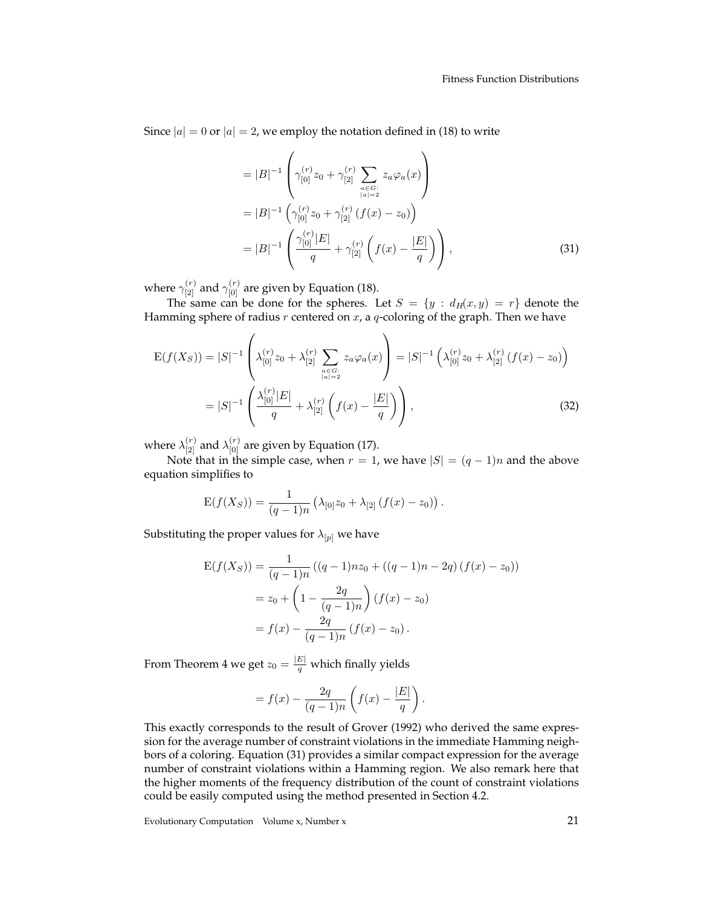Since $|a| = 0$ or $|a| = 2$, we employ the notation defined in (18) to write

$$
\begin{aligned}
&= |B|^{-1} \left( \gamma_{[0]}^{(r)} z_0 + \gamma_{[2]}^{(r)} \sum_{\substack{a \in G: \\ |a|=2}} z_a \varphi_a(x) \right) \\
&= |B|^{-1} \left( \gamma_{[0]}^{(r)} z_0 + \gamma_{[2]}^{(r)} \left( f(x) - z_0 \right) \right) \\
&= |B|^{-1} \left( \frac{\gamma_{[0]}^{(r)} |E|}{q} + \gamma_{[2]}^{(r)} \left( f(x) - \frac{|E|}{q} \right) \right), \qquad (31)
\end{aligned}
$$

where $\gamma_{[2]}^{(r)}$ and $\gamma_{[0]}^{(r)}$ are given by Equation (18).

The same can be done for the spheres. Let $S = \{y : d_H(x,y) = r\}$ denote the Hamming sphere of radius $r$ centered on $x$, a $q$-coloring of the graph. Then we have

$$
\begin{aligned}
\mathrm{E}(f(X_S)) &= |S|^{-1} \left( \lambda_{[0]}^{(r)} z_0 + \lambda_{[2]}^{(r)} \sum_{\substack{a \in G: \\ |a|=2}} z_a \varphi_a(x) \right) = |S|^{-1} \left( \lambda_{[0]}^{(r)} z_0 + \lambda_{[2]}^{(r)} \left( f(x) - z_0 \right) \right) \\
&= |S|^{-1} \left( \frac{\lambda_{[0]}^{(r)} |E|}{q} + \lambda_{[2]}^{(r)} \left( f(x) - \frac{|E|}{q} \right) \right), \qquad (32)
\end{aligned}
$$

where $\lambda_{[2]}^{(r)}$ and $\lambda_{[0]}^{(r)}$ are given by Equation (17).

Note that in the simple case, when $r = 1$, we have $|S| = (q-1)n$ and the above equation simplifies to

$$
\mathrm{E}(f(X_S)) = \frac{1}{(q-1)n} \left( \lambda_{[0]} z_0 + \lambda_{[2]} \left( f(x) - z_0 \right) \right).
$$

Substituting the proper values for $\lambda_{[p]}$ we have

$$
\begin{aligned}
\mathrm{E}(f(X_S)) &= \frac{1}{(q-1)n} \left( (q-1)n z_0 + \left( (q-1)n - 2q \right) \left( f(x) - z_0 \right) \right) \\
&= z_0 + \left( 1 - \frac{2q}{(q-1)n} \right) \left( f(x) - z_0 \right) \\
&= f(x) - \frac{2q}{(q-1)n} \left( f(x) - z_0 \right).
\end{aligned}
$$

From Theorem 4 we get $z_0 = \frac{|E|}{q}$ which finally yields

$$
= f(x) - \frac{2q}{(q-1)n} \left( f(x) - \frac{|E|}{q} \right).
$$

This exactly corresponds to the result of Grover (1992) who derived the same expression for the average number of constraint violations in the immediate Hamming neighbors of a coloring. Equation (31) provides a similar compact expression for the average number of constraint violations within a Hamming region. We also remark here that the higher moments of the frequency distribution of the count of constraint violations could be easily computed using the method presented in Section 4.2.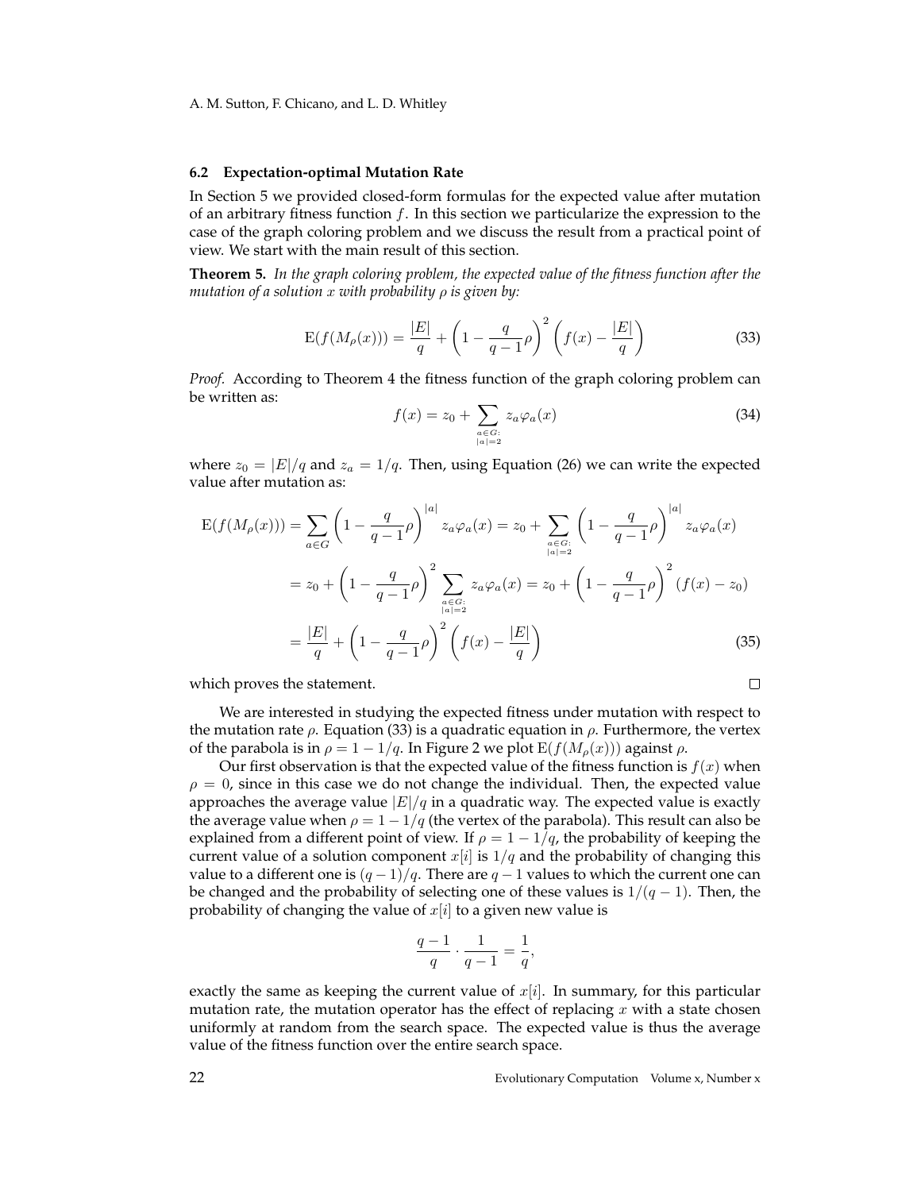### 6.2 Expectation-optimal Mutation Rate

In Section 5 we provided closed-form formulas for the expected value after mutation of an arbitrary fitness function $f$. In this section we particularize the expression to the case of the graph coloring problem and we discuss the result from a practical point of view. We start with the main result of this section.

**Theorem 5.** *In the graph coloring problem, the expected value of the fitness function after the mutation of a solution $x$ with probability $\rho$ is given by:*

$$\mathrm{E}(f(M_\rho(x))) = \frac{|E|}{q} + \left(1 - \frac{q}{q-1}\rho\right)^2 \left(f(x) - \frac{|E|}{q}\right) \tag{33}$$

*Proof.* According to Theorem 4 the fitness function of the graph coloring problem can be written as:

$$f(x) = z_0 + \sum_{\substack{a \in G: \\ |a|=2}} z_a \varphi_a(x) \tag{34}$$

where $z_0 = |E|/q$ and $z_a = 1/q$. Then, using Equation (26) we can write the expected value after mutation as:

$$\begin{aligned}
\mathrm{E}(f(M_\rho(x))) &= \sum_{a \in G} \left(1 - \frac{q}{q-1}\rho\right)^{|a|} z_a \varphi_a(x) = z_0 + \sum_{\substack{a \in G: \\ |a|=2}} \left(1 - \frac{q}{q-1}\rho\right)^{|a|} z_a \varphi_a(x) \\
&= z_0 + \left(1 - \frac{q}{q-1}\rho\right)^2 \sum_{\substack{a \in G: \\ |a|=2}} z_a \varphi_a(x) = z_0 + \left(1 - \frac{q}{q-1}\rho\right)^2 (f(x) - z_0) \\
&= \frac{|E|}{q} + \left(1 - \frac{q}{q-1}\rho\right)^2 \left(f(x) - \frac{|E|}{q}\right)
\end{aligned} \tag{35}$$

which proves the statement. □

We are interested in studying the expected fitness under mutation with respect to the mutation rate $\rho$. Equation (33) is a quadratic equation in $\rho$. Furthermore, the vertex of the parabola is in $\rho = 1 - 1/q$. In Figure 2 we plot $\mathrm{E}(f(M_\rho(x)))$ against $\rho$.

Our first observation is that the expected value of the fitness function is $f(x)$ when $\rho = 0$, since in this case we do not change the individual. Then, the expected value approaches the average value $|E|/q$ in a quadratic way. The expected value is exactly the average value when $\rho = 1 - 1/q$ (the vertex of the parabola). This result can also be explained from a different point of view. If $\rho = 1 - 1/q$, the probability of keeping the current value of a solution component $x[i]$ is $1/q$ and the probability of changing this value to a different one is $(q-1)/q$. There are $q-1$ values to which the current one can be changed and the probability of selecting one of these values is $1/(q-1)$. Then, the probability of changing the value of $x[i]$ to a given new value is

$$\frac{q-1}{q} \cdot \frac{1}{q-1} = \frac{1}{q},$$

exactly the same as keeping the current value of $x[i]$. In summary, for this particular mutation rate, the mutation operator has the effect of replacing $x$ with a state chosen uniformly at random from the search space. The expected value is thus the average value of the fitness function over the entire search space.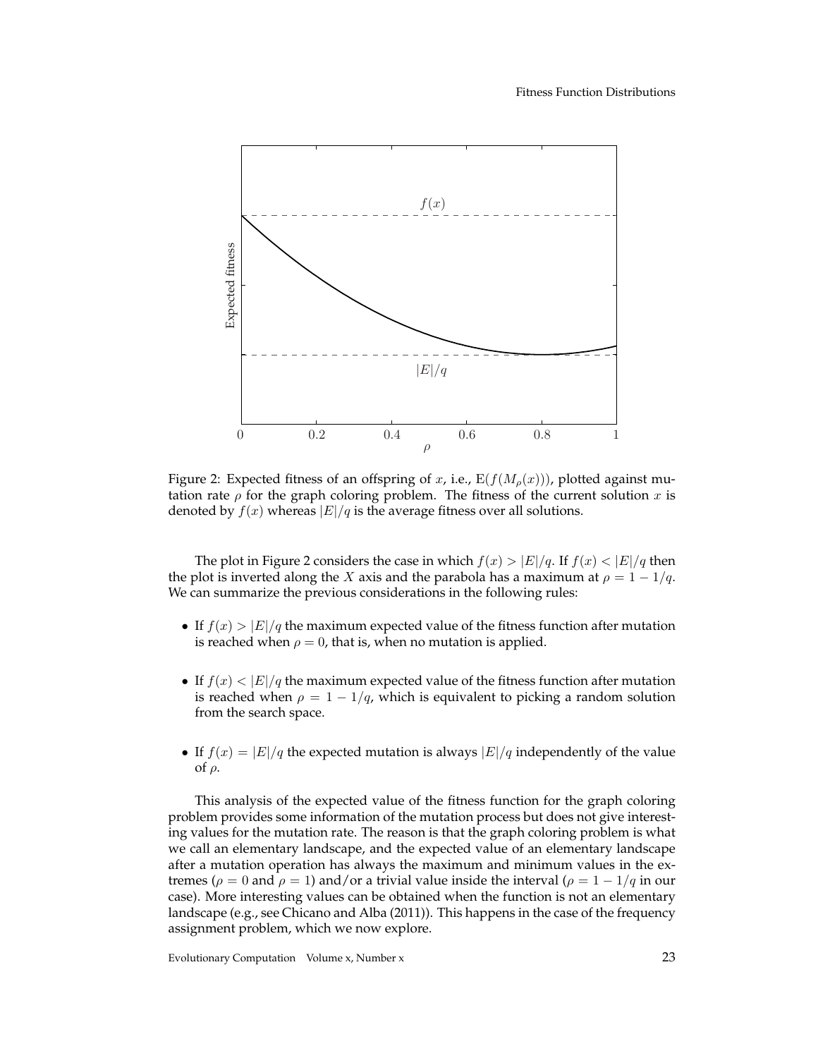Figure 2: Expected fitness of an offspring of $x$, i.e., $\mathrm{E}(f(M_\rho(x)))$, plotted against mutation rate $\rho$ for the graph coloring problem. The fitness of the current solution $x$ is denoted by $f(x)$ whereas $|E|/q$ is the average fitness over all solutions.

The plot in Figure 2 considers the case in which $f(x) > |E|/q$. If $f(x) < |E|/q$ then the plot is inverted along the $X$ axis and the parabola has a maximum at $\rho = 1 - 1/q$. We can summarize the previous considerations in the following rules:

- If $f(x) > |E|/q$ the maximum expected value of the fitness function after mutation is reached when $\rho = 0$, that is, when no mutation is applied.
- If $f(x) < |E|/q$ the maximum expected value of the fitness function after mutation is reached when $\rho = 1 - 1/q$, which is equivalent to picking a random solution from the search space.
- If $f(x) = |E|/q$ the expected mutation is always $|E|/q$ independently of the value of $\rho$.

This analysis of the expected value of the fitness function for the graph coloring problem provides some information of the mutation process but does not give interesting values for the mutation rate. The reason is that the graph coloring problem is what we call an elementary landscape, and the expected value of an elementary landscape after a mutation operation has always the maximum and minimum values in the extremes ($\rho = 0$ and $\rho = 1$) and/or a trivial value inside the interval ($\rho = 1 - 1/q$ in our case). More interesting values can be obtained when the function is not an elementary landscape (e.g., see Chicano and Alba (2011)). This happens in the case of the frequency assignment problem, which we now explore.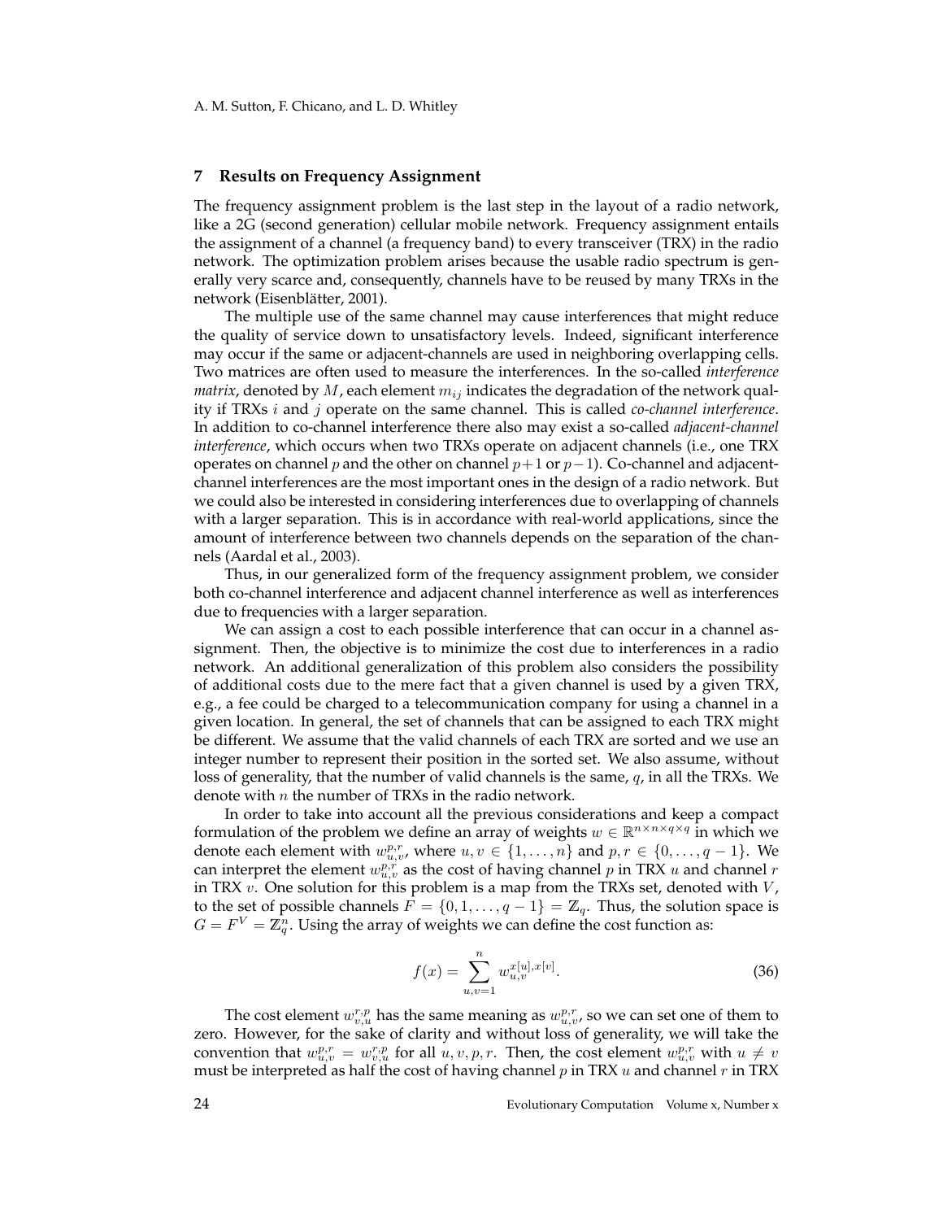## 7 Results on Frequency Assignment

The frequency assignment problem is the last step in the layout of a radio network, like a 2G (second generation) cellular mobile network. Frequency assignment entails the assignment of a channel (a frequency band) to every transceiver (TRX) in the radio network. The optimization problem arises because the usable radio spectrum is generally very scarce and, consequently, channels have to be reused by many TRXs in the network (Eisenblätter, 2001).

The multiple use of the same channel may cause interferences that might reduce the quality of service down to unsatisfactory levels. Indeed, significant interference may occur if the same or adjacent-channels are used in neighboring overlapping cells. Two matrices are often used to measure the interferences. In the so-called *interference matrix*, denoted by $M$, each element $m_{ij}$ indicates the degradation of the network quality if TRXs $i$ and $j$ operate on the same channel. This is called *co-channel interference*. In addition to co-channel interference there also may exist a so-called *adjacent-channel interference*, which occurs when two TRXs operate on adjacent channels (i.e., one TRX operates on channel $p$ and the other on channel $p+1$ or $p-1$). Co-channel and adjacent-channel interferences are the most important ones in the design of a radio network. But we could also be interested in considering interferences due to overlapping of channels with a larger separation. This is in accordance with real-world applications, since the amount of interference between two channels depends on the separation of the channels (Aardal et al., 2003).

Thus, in our generalized form of the frequency assignment problem, we consider both co-channel interference and adjacent channel interference as well as interferences due to frequencies with a larger separation.

We can assign a cost to each possible interference that can occur in a channel assignment. Then, the objective is to minimize the cost due to interferences in a radio network. An additional generalization of this problem also considers the possibility of additional costs due to the mere fact that a given channel is used by a given TRX, e.g., a fee could be charged to a telecommunication company for using a channel in a given location. In general, the set of channels that can be assigned to each TRX might be different. We assume that the valid channels of each TRX are sorted and we use an integer number to represent their position in the sorted set. We also assume, without loss of generality, that the number of valid channels is the same, $q$, in all the TRXs. We denote with $n$ the number of TRXs in the radio network.

In order to take into account all the previous considerations and keep a compact formulation of the problem we define an array of weights $w \in \mathbb{R}^{n \times n \times q \times q}$ in which we denote each element with $w_{u,v}^{p,r}$, where $u, v \in \{1, \ldots, n\}$ and $p, r \in \{0, \ldots, q-1\}$. We can interpret the element $w_{u,v}^{p,r}$ as the cost of having channel $p$ in TRX $u$ and channel $r$ in TRX $v$. One solution for this problem is a map from the TRXs set, denoted with $V$, to the set of possible channels $F = \{0, 1, \ldots, q-1\} = \mathbb{Z}_q$. Thus, the solution space is $G = F^V = \mathbb{Z}_q^n$. Using the array of weights we can define the cost function as:

$$f(x) = \sum_{u,v=1}^{n} w_{u,v}^{x[u],x[v]}. \tag{36}$$

The cost element $w_{v,u}^{r,p}$ has the same meaning as $w_{u,v}^{p,r}$, so we can set one of them to zero. However, for the sake of clarity and without loss of generality, we will take the convention that $w_{u,v}^{p,r} = w_{v,u}^{r,p}$ for all $u, v, p, r$. Then, the cost element $w_{u,v}^{p,r}$ with $u \neq v$ must be interpreted as half the cost of having channel $p$ in TRX $u$ and channel $r$ in TRX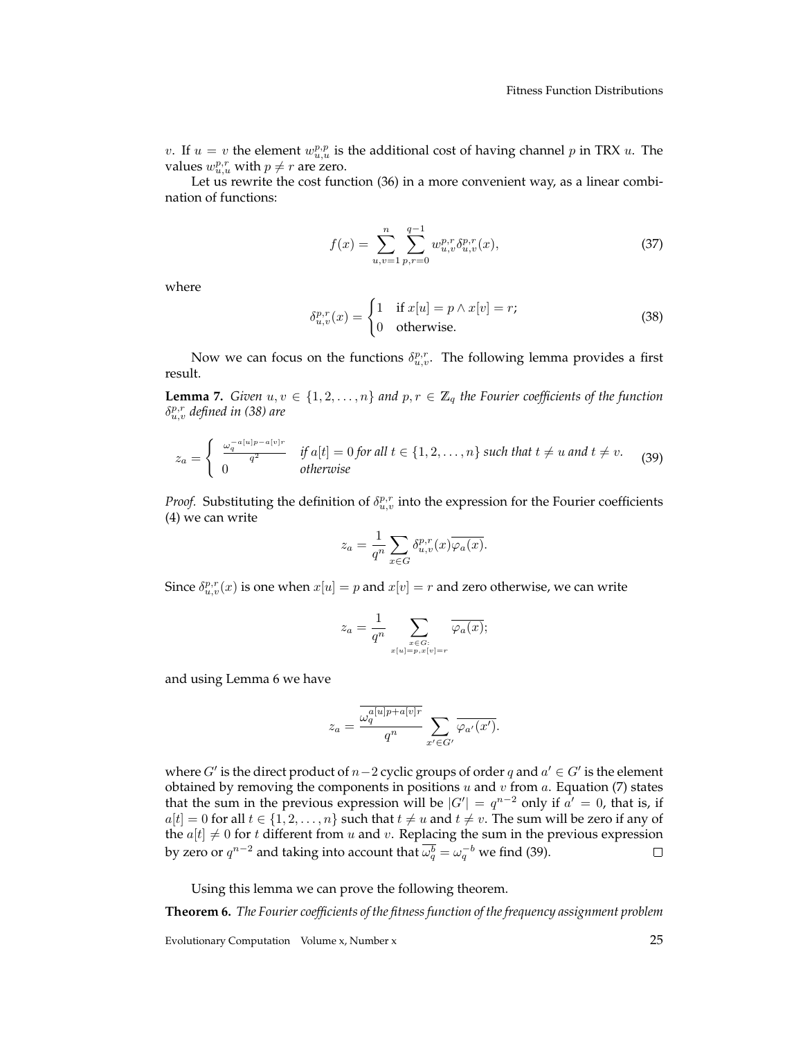$v$. If $u = v$ the element $w_{u,u}^{p,p}$ is the additional cost of having channel $p$ in TRX $u$. The values $w_{u,u}^{p,r}$ with $p \neq r$ are zero.

Let us rewrite the cost function (36) in a more convenient way, as a linear combination of functions:

$$f(x) = \sum_{u,v=1}^{n} \sum_{p,r=0}^{q-1} w_{u,v}^{p,r} \delta_{u,v}^{p,r}(x), \tag{37}$$

where

$$\delta_{u,v}^{p,r}(x) = \begin{cases} 1 & \text{if } x[u] = p \wedge x[v] = r; \\ 0 & \text{otherwise.} \end{cases} \tag{38}$$

Now we can focus on the functions $\delta_{u,v}^{p,r}$. The following lemma provides a first result.

**Lemma 7.** *Given $u, v \in \{1, 2, \ldots, n\}$ and $p, r \in \mathbb{Z}_q$ the Fourier coefficients of the function $\delta_{u,v}^{p,r}$ defined in (38) are*

$$z_a = \begin{cases} \frac{\omega_q^{-a[u]p - a[v]r}}{q^2} & \text{if } a[t] = 0 \text{ for all } t \in \{1, 2, \ldots, n\} \text{ such that } t \neq u \text{ and } t \neq v. \\ 0 & \text{otherwise} \end{cases} \tag{39}$$

*Proof.* Substituting the definition of $\delta_{u,v}^{p,r}$ into the expression for the Fourier coefficients (4) we can write

$$z_a = \frac{1}{q^n} \sum_{x \in G} \delta_{u,v}^{p,r}(x) \overline{\varphi_a(x)}.$$

Since $\delta_{u,v}^{p,r}(x)$ is one when $x[u] = p$ and $x[v] = r$ and zero otherwise, we can write

$$z_a = \frac{1}{q^n} \sum_{\substack{x \in G: \\ x[u]=p, x[v]=r}} \overline{\varphi_a(x)};$$

and using Lemma 6 we have

$$z_a = \frac{\overline{\omega_q^{a[u]p + a[v]r}}}{q^n} \sum_{x' \in G'} \overline{\varphi_{a'}(x')}.$$

where $G'$ is the direct product of $n-2$ cyclic groups of order $q$ and $a' \in G'$ is the element obtained by removing the components in positions $u$ and $v$ from $a$. Equation (7) states that the sum in the previous expression will be $|G'| = q^{n-2}$ only if $a' = 0$, that is, if $a[t] = 0$ for all $t \in \{1, 2, \ldots, n\}$ such that $t \neq u$ and $t \neq v$. The sum will be zero if any of the $a[t] \neq 0$ for $t$ different from $u$ and $v$. Replacing the sum in the previous expression by zero or $q^{n-2}$ and taking into account that $\overline{\omega_q^b} = \omega_q^{-b}$ we find (39). $\square$

Using this lemma we can prove the following theorem.

**Theorem 6.** *The Fourier coefficients of the fitness function of the frequency assignment problem*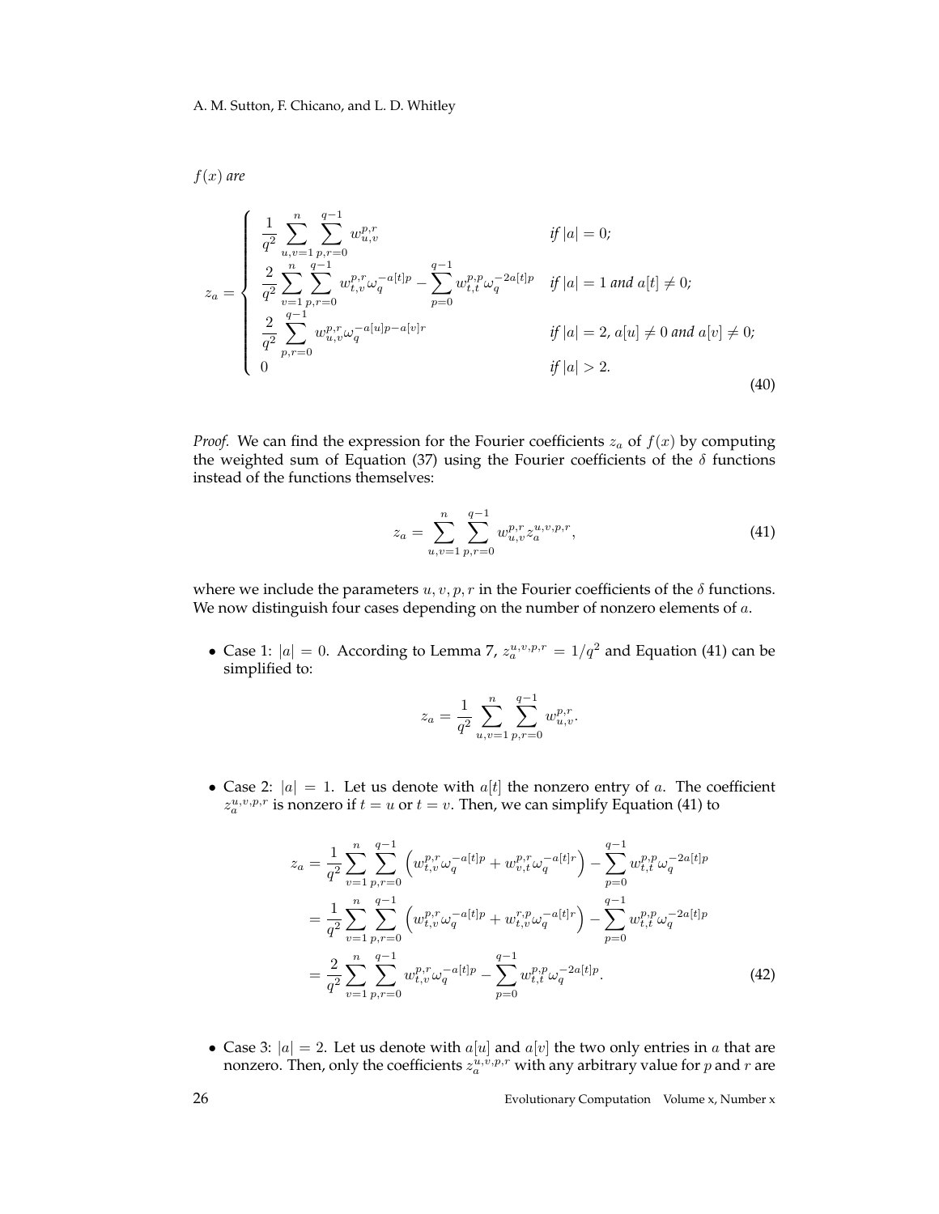*$f(x)$ are*

$$
z_a = \begin{cases} \dfrac{1}{q^2} \displaystyle\sum_{u,v=1}^{n} \sum_{p,r=0}^{q-1} w_{u,v}^{p,r} & \textit{if } |a| = 0; \\ \dfrac{2}{q^2} \displaystyle\sum_{v=1}^{n} \sum_{p,r=0}^{q-1} w_{t,v}^{p,r} \omega_q^{-a[t]p} - \sum_{p=0}^{q-1} w_{t,t}^{p,p} \omega_q^{-2a[t]p} & \textit{if } |a| = 1 \textit{ and } a[t] \neq 0; \\ \dfrac{2}{q^2} \displaystyle\sum_{p,r=0}^{q-1} w_{u,v}^{p,r} \omega_q^{-a[u]p - a[v]r} & \textit{if } |a| = 2,\ a[u] \neq 0 \textit{ and } a[v] \neq 0; \\ 0 & \textit{if } |a| > 2. \end{cases} \tag{40}
$$

*Proof.* We can find the expression for the Fourier coefficients $z_a$ of $f(x)$ by computing the weighted sum of Equation (37) using the Fourier coefficients of the $\delta$ functions instead of the functions themselves:

$$
z_a = \sum_{u,v=1}^{n} \sum_{p,r=0}^{q-1} w_{u,v}^{p,r} z_a^{u,v,p,r}, \tag{41}
$$

where we include the parameters $u, v, p, r$ in the Fourier coefficients of the $\delta$ functions. We now distinguish four cases depending on the number of nonzero elements of $a$.

- Case 1: $|a| = 0$. According to Lemma 7, $z_a^{u,v,p,r} = 1/q^2$ and Equation (41) can be simplified to:

$$
z_a = \frac{1}{q^2} \sum_{u,v=1}^{n} \sum_{p,r=0}^{q-1} w_{u,v}^{p,r}.
$$

- Case 2: $|a| = 1$. Let us denote with $a[t]$ the nonzero entry of $a$. The coefficient $z_a^{u,v,p,r}$ is nonzero if $t = u$ or $t = v$. Then, we can simplify Equation (41) to

$$
\begin{aligned}
z_a &= \frac{1}{q^2} \sum_{v=1}^{n} \sum_{p,r=0}^{q-1} \left( w_{t,v}^{p,r} \omega_q^{-a[t]p} + w_{v,t}^{p,r} \omega_q^{-a[t]r} \right) - \sum_{p=0}^{q-1} w_{t,t}^{p,p} \omega_q^{-2a[t]p} \\
&= \frac{1}{q^2} \sum_{v=1}^{n} \sum_{p,r=0}^{q-1} \left( w_{t,v}^{p,r} \omega_q^{-a[t]p} + w_{t,v}^{r,p} \omega_q^{-a[t]r} \right) - \sum_{p=0}^{q-1} w_{t,t}^{p,p} \omega_q^{-2a[t]p} \\
&= \frac{2}{q^2} \sum_{v=1}^{n} \sum_{p,r=0}^{q-1} w_{t,v}^{p,r} \omega_q^{-a[t]p} - \sum_{p=0}^{q-1} w_{t,t}^{p,p} \omega_q^{-2a[t]p}.
\end{aligned} \tag{42}
$$

- Case 3: $|a| = 2$. Let us denote with $a[u]$ and $a[v]$ the two only entries in $a$ that are nonzero. Then, only the coefficients $z_a^{u,v,p,r}$ with any arbitrary value for $p$ and $r$ are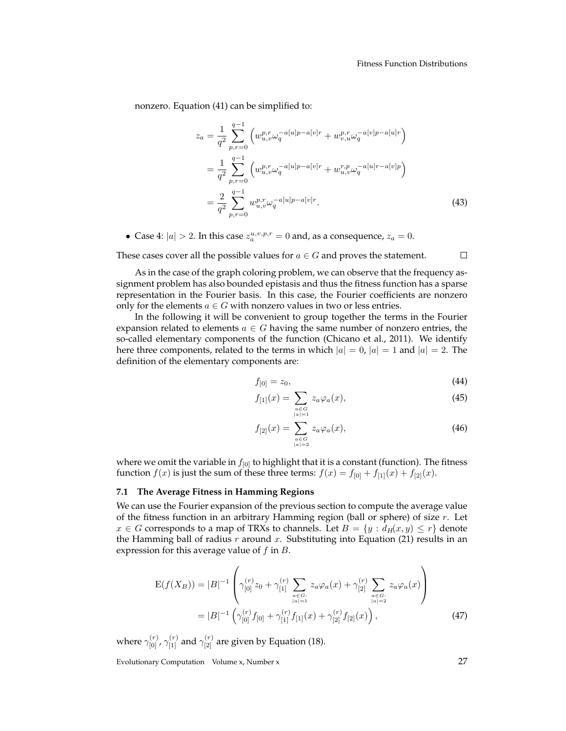nonzero. Equation (41) can be simplified to:

$$
\begin{aligned}
z_a &= \frac{1}{q^2} \sum_{p,r=0}^{q-1} \left( w_{u,v}^{p,r} \omega_q^{-a[u]p - a[v]r} + w_{v,u}^{p,r} \omega_q^{-a[v]p - a[u]r} \right) \\
&= \frac{1}{q^2} \sum_{p,r=0}^{q-1} \left( w_{u,v}^{p,r} \omega_q^{-a[u]p - a[v]r} + w_{u,v}^{r,p} \omega_q^{-a[u]r - a[v]p} \right) \\
&= \frac{2}{q^2} \sum_{p,r=0}^{q-1} w_{u,v}^{p,r} \omega_q^{-a[u]p - a[v]r}. \qquad (43)
\end{aligned}
$$

- Case 4: $|a| > 2$. In this case $z_a^{u,v,p,r} = 0$ and, as a consequence, $z_a = 0$.

These cases cover all the possible values for $a \in G$ and proves the statement. □

As in the case of the graph coloring problem, we can observe that the frequency assignment problem has also bounded epistasis and thus the fitness function has a sparse representation in the Fourier basis. In this case, the Fourier coefficients are nonzero only for the elements $a \in G$ with nonzero values in two or less entries.

In the following it will be convenient to group together the terms in the Fourier expansion related to elements $a \in G$ having the same number of nonzero entries, the so-called elementary components of the function (Chicano et al., 2011). We identify here three components, related to the terms in which $|a| = 0$, $|a| = 1$ and $|a| = 2$. The definition of the elementary components are:

$$
f_{[0]} = z_0, \qquad (44)
$$

$$
f_{[1]}(x) = \sum_{\substack{a \in G \\ |a|=1}} z_a \varphi_a(x), \qquad (45)
$$

$$
f_{[2]}(x) = \sum_{\substack{a \in G \\ |a|=2}} z_a \varphi_a(x), \qquad (46)
$$

where we omit the variable in $f_{[0]}$ to highlight that it is a constant (function). The fitness function $f(x)$ is just the sum of these three terms: $f(x) = f_{[0]} + f_{[1]}(x) + f_{[2]}(x)$.

### 7.1 The Average Fitness in Hamming Regions

We can use the Fourier expansion of the previous section to compute the average value of the fitness function in an arbitrary Hamming region (ball or sphere) of size $r$. Let $x \in G$ corresponds to a map of TRXs to channels. Let $B = \{y : d_H(x, y) \leq r\}$ denote the Hamming ball of radius $r$ around $x$. Substituting into Equation (21) results in an expression for this average value of $f$ in $B$.

$$
\begin{aligned}
\mathrm{E}(f(X_B)) &= |B|^{-1} \left( \gamma_{[0]}^{(r)} z_0 + \gamma_{[1]}^{(r)} \sum_{\substack{a \in G: \\ |a|=1}} z_a \varphi_a(x) + \gamma_{[2]}^{(r)} \sum_{\substack{a \in G: \\ |a|=2}} z_a \varphi_a(x) \right) \\
&= |B|^{-1} \left( \gamma_{[0]}^{(r)} f_{[0]} + \gamma_{[1]}^{(r)} f_{[1]}(x) + \gamma_{[2]}^{(r)} f_{[2]}(x) \right), \qquad (47)
\end{aligned}
$$

where $\gamma_{[0]}^{(r)}$, $\gamma_{[1]}^{(r)}$ and $\gamma_{[2]}^{(r)}$ are given by Equation (18).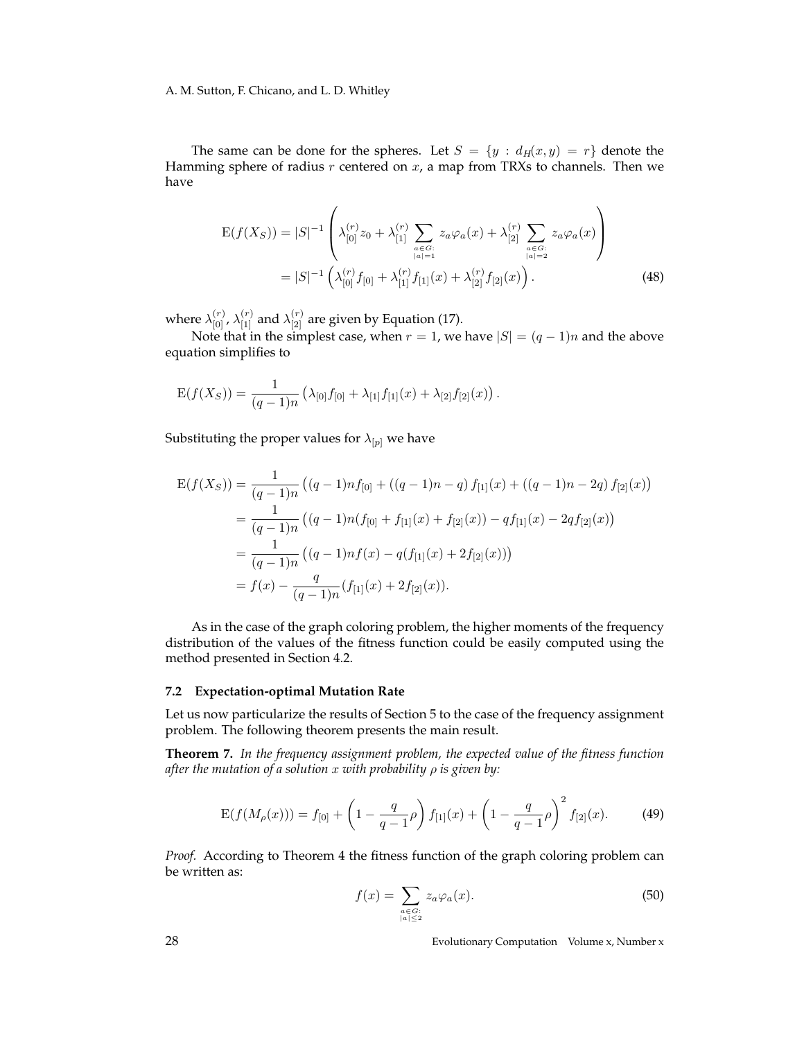The same can be done for the spheres. Let $S = \{y : d_H(x, y) = r\}$ denote the Hamming sphere of radius $r$ centered on $x$, a map from TRXs to channels. Then we have

$$
\begin{aligned}
\mathrm{E}(f(X_S)) &= |S|^{-1} \left( \lambda_{[0]}^{(r)} z_0 + \lambda_{[1]}^{(r)} \sum_{\substack{a \in G: \\ |a|=1}} z_a \varphi_a(x) + \lambda_{[2]}^{(r)} \sum_{\substack{a \in G: \\ |a|=2}} z_a \varphi_a(x) \right) \\
&= |S|^{-1} \left( \lambda_{[0]}^{(r)} f_{[0]} + \lambda_{[1]}^{(r)} f_{[1]}(x) + \lambda_{[2]}^{(r)} f_{[2]}(x) \right). \qquad (48)
\end{aligned}
$$

where $\lambda_{[0]}^{(r)}$, $\lambda_{[1]}^{(r)}$ and $\lambda_{[2]}^{(r)}$ are given by Equation (17).

Note that in the simplest case, when $r = 1$, we have $|S| = (q-1)n$ and the above equation simplifies to

$$
\mathrm{E}(f(X_S)) = \frac{1}{(q-1)n} \left( \lambda_{[0]} f_{[0]} + \lambda_{[1]} f_{[1]}(x) + \lambda_{[2]} f_{[2]}(x) \right).
$$

Substituting the proper values for $\lambda_{[p]}$ we have

$$
\begin{aligned}
\mathrm{E}(f(X_S)) &= \frac{1}{(q-1)n} \left( (q-1)n f_{[0]} + ((q-1)n - q) f_{[1]}(x) + ((q-1)n - 2q) f_{[2]}(x) \right) \\
&= \frac{1}{(q-1)n} \left( (q-1)n (f_{[0]} + f_{[1]}(x) + f_{[2]}(x)) - q f_{[1]}(x) - 2q f_{[2]}(x) \right) \\
&= \frac{1}{(q-1)n} \left( (q-1)n f(x) - q (f_{[1]}(x) + 2 f_{[2]}(x)) \right) \\
&= f(x) - \frac{q}{(q-1)n} (f_{[1]}(x) + 2 f_{[2]}(x)).
\end{aligned}
$$

As in the case of the graph coloring problem, the higher moments of the frequency distribution of the values of the fitness function could be easily computed using the method presented in Section 4.2.

### 7.2 Expectation-optimal Mutation Rate

Let us now particularize the results of Section 5 to the case of the frequency assignment problem. The following theorem presents the main result.

**Theorem 7.** *In the frequency assignment problem, the expected value of the fitness function after the mutation of a solution $x$ with probability $\rho$ is given by:*

$$
\mathrm{E}(f(M_\rho(x))) = f_{[0]} + \left(1 - \frac{q}{q-1}\rho\right) f_{[1]}(x) + \left(1 - \frac{q}{q-1}\rho\right)^2 f_{[2]}(x). \qquad (49)
$$

*Proof.* According to Theorem 4 the fitness function of the graph coloring problem can be written as:

$$
f(x) = \sum_{\substack{a \in G: \\ |a| \leq 2}} z_a \varphi_a(x). \qquad (50)
$$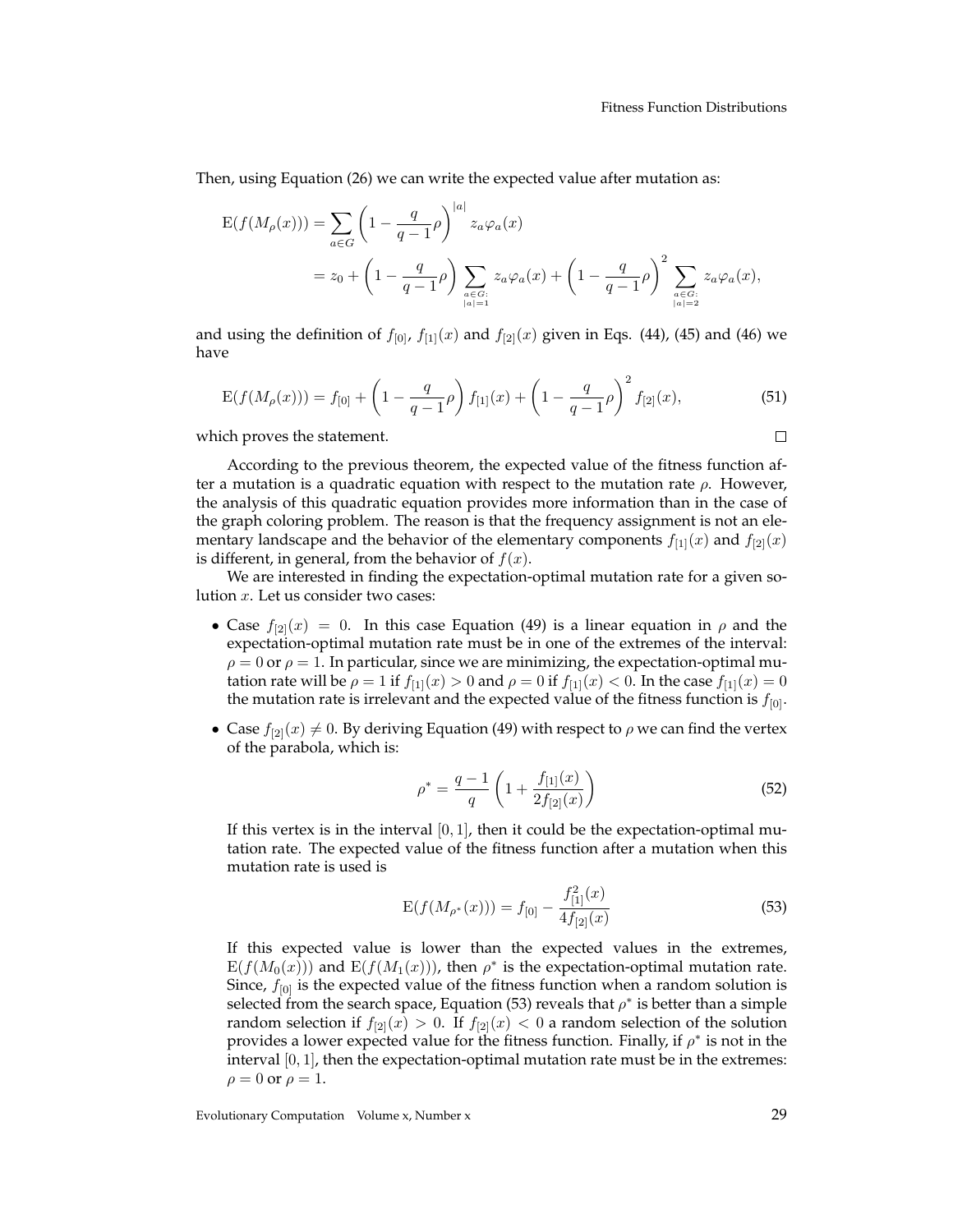Then, using Equation (26) we can write the expected value after mutation as:

$$\begin{aligned}
\mathrm{E}(f(M_\rho(x))) &= \sum_{a \in G} \left(1 - \frac{q}{q-1}\rho\right)^{|a|} z_a \varphi_a(x) \\
&= z_0 + \left(1 - \frac{q}{q-1}\rho\right) \sum_{\substack{a \in G: \\ |a|=1}} z_a \varphi_a(x) + \left(1 - \frac{q}{q-1}\rho\right)^2 \sum_{\substack{a \in G: \\ |a|=2}} z_a \varphi_a(x),
\end{aligned}$$

and using the definition of $f_{[0]}$, $f_{[1]}(x)$ and $f_{[2]}(x)$ given in Eqs. (44), (45) and (46) we have

$$\mathrm{E}(f(M_\rho(x))) = f_{[0]} + \left(1 - \frac{q}{q-1}\rho\right) f_{[1]}(x) + \left(1 - \frac{q}{q-1}\rho\right)^2 f_{[2]}(x), \tag{51}$$

which proves the statement. □

According to the previous theorem, the expected value of the fitness function after a mutation is a quadratic equation with respect to the mutation rate $\rho$. However, the analysis of this quadratic equation provides more information than in the case of the graph coloring problem. The reason is that the frequency assignment is not an elementary landscape and the behavior of the elementary components $f_{[1]}(x)$ and $f_{[2]}(x)$ is different, in general, from the behavior of $f(x)$.

We are interested in finding the expectation-optimal mutation rate for a given solution $x$. Let us consider two cases:

- Case $f_{[2]}(x) = 0$. In this case Equation (49) is a linear equation in $\rho$ and the expectation-optimal mutation rate must be in one of the extremes of the interval: $\rho = 0$ or $\rho = 1$. In particular, since we are minimizing, the expectation-optimal mutation rate will be $\rho = 1$ if $f_{[1]}(x) > 0$ and $\rho = 0$ if $f_{[1]}(x) < 0$. In the case $f_{[1]}(x) = 0$ the mutation rate is irrelevant and the expected value of the fitness function is $f_{[0]}$.
- Case $f_{[2]}(x) \neq 0$. By deriving Equation (49) with respect to $\rho$ we can find the vertex of the parabola, which is:

$$\rho^* = \frac{q-1}{q}\left(1 + \frac{f_{[1]}(x)}{2f_{[2]}(x)}\right) \tag{52}$$

  If this vertex is in the interval $[0, 1]$, then it could be the expectation-optimal mutation rate. The expected value of the fitness function after a mutation when this mutation rate is used is

$$\mathrm{E}(f(M_{\rho^*}(x))) = f_{[0]} - \frac{f_{[1]}^2(x)}{4f_{[2]}(x)} \tag{53}$$

  If this expected value is lower than the expected values in the extremes, $\mathrm{E}(f(M_0(x)))$ and $\mathrm{E}(f(M_1(x)))$, then $\rho^*$ is the expectation-optimal mutation rate. Since, $f_{[0]}$ is the expected value of the fitness function when a random solution is selected from the search space, Equation (53) reveals that $\rho^*$ is better than a simple random selection if $f_{[2]}(x) > 0$. If $f_{[2]}(x) < 0$ a random selection of the solution provides a lower expected value for the fitness function. Finally, if $\rho^*$ is not in the interval $[0, 1]$, then the expectation-optimal mutation rate must be in the extremes: $\rho = 0$ or $\rho = 1$.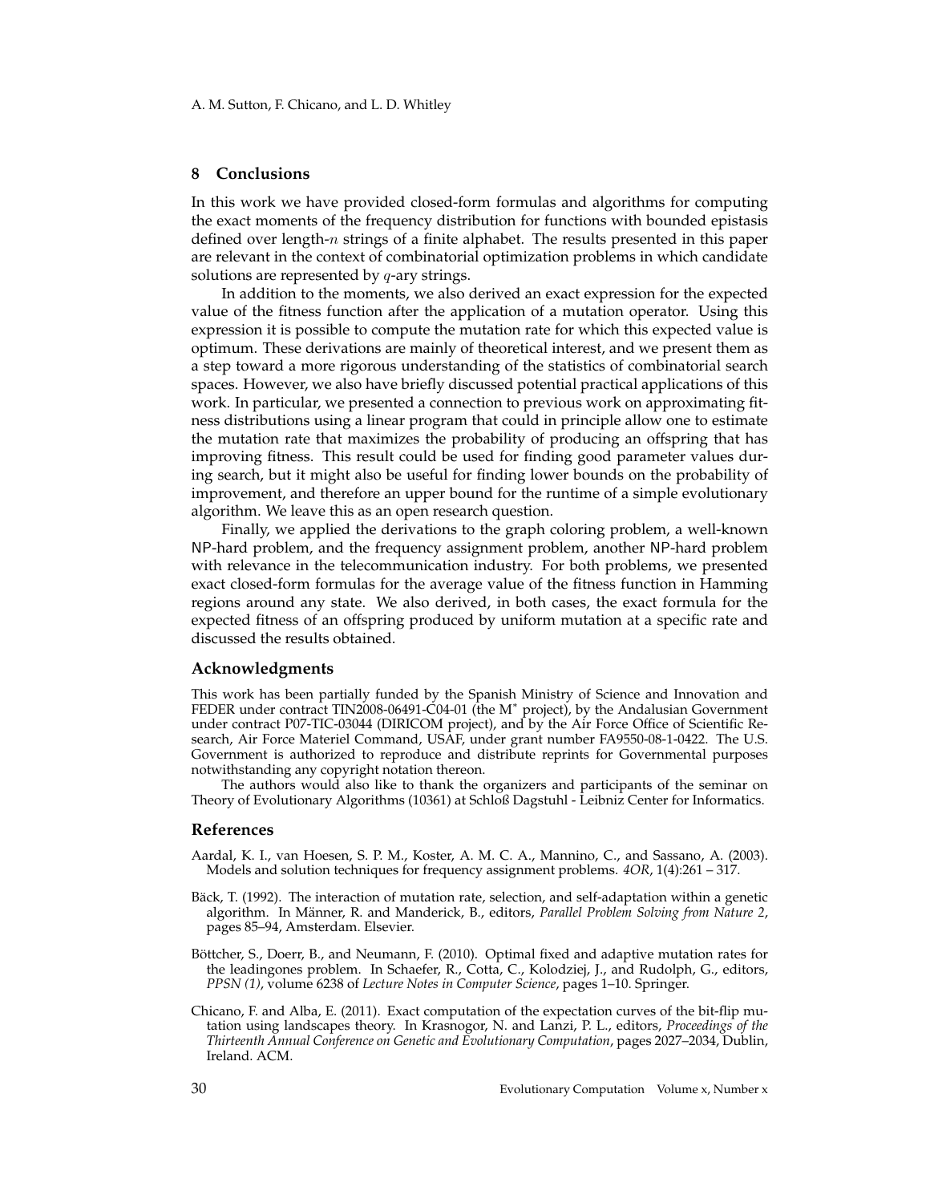## 8 Conclusions

In this work we have provided closed-form formulas and algorithms for computing the exact moments of the frequency distribution for functions with bounded epistasis defined over length-$n$ strings of a finite alphabet. The results presented in this paper are relevant in the context of combinatorial optimization problems in which candidate solutions are represented by $q$-ary strings.

In addition to the moments, we also derived an exact expression for the expected value of the fitness function after the application of a mutation operator. Using this expression it is possible to compute the mutation rate for which this expected value is optimum. These derivations are mainly of theoretical interest, and we present them as a step toward a more rigorous understanding of the statistics of combinatorial search spaces. However, we also have briefly discussed potential practical applications of this work. In particular, we presented a connection to previous work on approximating fitness distributions using a linear program that could in principle allow one to estimate the mutation rate that maximizes the probability of producing an offspring that has improving fitness. This result could be used for finding good parameter values during search, but it might also be useful for finding lower bounds on the probability of improvement, and therefore an upper bound for the runtime of a simple evolutionary algorithm. We leave this as an open research question.

Finally, we applied the derivations to the graph coloring problem, a well-known NP-hard problem, and the frequency assignment problem, another NP-hard problem with relevance in the telecommunication industry. For both problems, we presented exact closed-form formulas for the average value of the fitness function in Hamming regions around any state. We also derived, in both cases, the exact formula for the expected fitness of an offspring produced by uniform mutation at a specific rate and discussed the results obtained.

### Acknowledgments

This work has been partially funded by the Spanish Ministry of Science and Innovation and FEDER under contract TIN2008-06491-C04-01 (the M* project), by the Andalusian Government under contract P07-TIC-03044 (DIRICOM project), and by the Air Force Office of Scientific Research, Air Force Materiel Command, USAF, under grant number FA9550-08-1-0422. The U.S. Government is authorized to reproduce and distribute reprints for Governmental purposes notwithstanding any copyright notation thereon.

The authors would also like to thank the organizers and participants of the seminar on Theory of Evolutionary Algorithms (10361) at Schloß Dagstuhl - Leibniz Center for Informatics.

### References

Aardal, K. I., van Hoesen, S. P. M., Koster, A. M. C. A., Mannino, C., and Sassano, A. (2003). Models and solution techniques for frequency assignment problems. *4OR*, 1(4):261 – 317.

Bäck, T. (1992). The interaction of mutation rate, selection, and self-adaptation within a genetic algorithm. In Männer, R. and Manderick, B., editors, *Parallel Problem Solving from Nature 2*, pages 85–94, Amsterdam. Elsevier.

Böttcher, S., Doerr, B., and Neumann, F. (2010). Optimal fixed and adaptive mutation rates for the leadingones problem. In Schaefer, R., Cotta, C., Kolodziej, J., and Rudolph, G., editors, *PPSN (1)*, volume 6238 of *Lecture Notes in Computer Science*, pages 1–10. Springer.

Chicano, F. and Alba, E. (2011). Exact computation of the expectation curves of the bit-flip mutation using landscapes theory. In Krasnogor, N. and Lanzi, P. L., editors, *Proceedings of the Thirteenth Annual Conference on Genetic and Evolutionary Computation*, pages 2027–2034, Dublin, Ireland. ACM.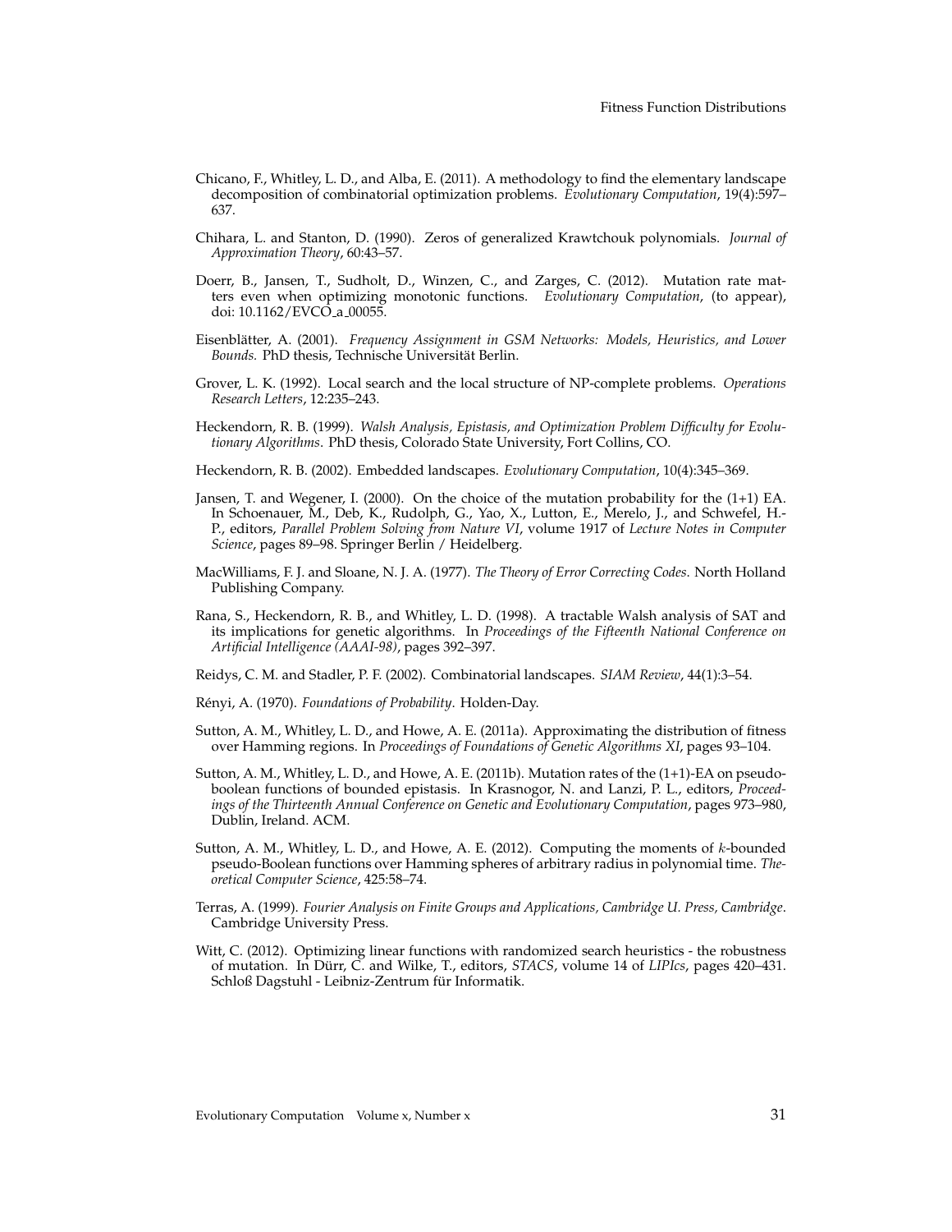Chicano, F., Whitley, L. D., and Alba, E. (2011). A methodology to find the elementary landscape decomposition of combinatorial optimization problems. *Evolutionary Computation*, 19(4):597–637.

Chihara, L. and Stanton, D. (1990). Zeros of generalized Krawtchouk polynomials. *Journal of Approximation Theory*, 60:43–57.

Doerr, B., Jansen, T., Sudholt, D., Winzen, C., and Zarges, C. (2012). Mutation rate matters even when optimizing monotonic functions. *Evolutionary Computation*, (to appear), doi: 10.1162/EVCO_a_00055.

Eisenblätter, A. (2001). *Frequency Assignment in GSM Networks: Models, Heuristics, and Lower Bounds.* PhD thesis, Technische Universität Berlin.

Grover, L. K. (1992). Local search and the local structure of NP-complete problems. *Operations Research Letters*, 12:235–243.

Heckendorn, R. B. (1999). *Walsh Analysis, Epistasis, and Optimization Problem Difficulty for Evolutionary Algorithms*. PhD thesis, Colorado State University, Fort Collins, CO.

Heckendorn, R. B. (2002). Embedded landscapes. *Evolutionary Computation*, 10(4):345–369.

Jansen, T. and Wegener, I. (2000). On the choice of the mutation probability for the (1+1) EA. In Schoenauer, M., Deb, K., Rudolph, G., Yao, X., Lutton, E., Merelo, J., and Schwefel, H.-P., editors, *Parallel Problem Solving from Nature VI*, volume 1917 of *Lecture Notes in Computer Science*, pages 89–98. Springer Berlin / Heidelberg.

MacWilliams, F. J. and Sloane, N. J. A. (1977). *The Theory of Error Correcting Codes.* North Holland Publishing Company.

Rana, S., Heckendorn, R. B., and Whitley, L. D. (1998). A tractable Walsh analysis of SAT and its implications for genetic algorithms. In *Proceedings of the Fifteenth National Conference on Artificial Intelligence (AAAI-98)*, pages 392–397.

Reidys, C. M. and Stadler, P. F. (2002). Combinatorial landscapes. *SIAM Review*, 44(1):3–54.

Rényi, A. (1970). *Foundations of Probability*. Holden-Day.

Sutton, A. M., Whitley, L. D., and Howe, A. E. (2011a). Approximating the distribution of fitness over Hamming regions. In *Proceedings of Foundations of Genetic Algorithms XI*, pages 93–104.

Sutton, A. M., Whitley, L. D., and Howe, A. E. (2011b). Mutation rates of the (1+1)-EA on pseudo-boolean functions of bounded epistasis. In Krasnogor, N. and Lanzi, P. L., editors, *Proceedings of the Thirteenth Annual Conference on Genetic and Evolutionary Computation*, pages 973–980, Dublin, Ireland. ACM.

Sutton, A. M., Whitley, L. D., and Howe, A. E. (2012). Computing the moments of $k$-bounded pseudo-Boolean functions over Hamming spheres of arbitrary radius in polynomial time. *Theoretical Computer Science*, 425:58–74.

Terras, A. (1999). *Fourier Analysis on Finite Groups and Applications, Cambridge U. Press, Cambridge*. Cambridge University Press.

Witt, C. (2012). Optimizing linear functions with randomized search heuristics - the robustness of mutation. In Dürr, C. and Wilke, T., editors, *STACS*, volume 14 of *LIPIcs*, pages 420–431. Schloß Dagstuhl - Leibniz-Zentrum für Informatik.